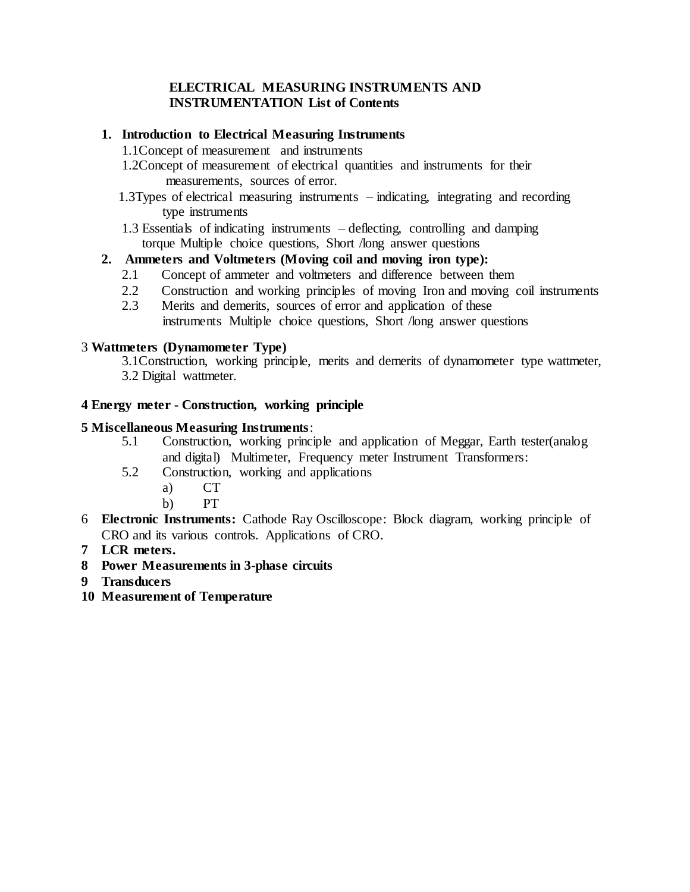# ELECTRICAL MEASURING INSTRUMENTS AND INSTRUMENTATION List of Contents

1. **Introduction to Electrical Measuring Instruments**
   - 1.1Concept of measurement and instruments
   - 1.2Concept of measurement of electrical quantities and instruments for their measurements, sources of error.
   - 1.3Types of electrical measuring instruments – indicating, integrating and recording type instruments
   - 1.3 Essentials of indicating instruments – deflecting, controlling and damping torque Multiple choice questions, Short /long answer questions
2. **Ammeters and Voltmeters (Moving coil and moving iron type):**
   - 2.1 Concept of ammeter and voltmeters and difference between them
   - 2.2 Construction and working principles of moving Iron and moving coil instruments
   - 2.3 Merits and demerits, sources of error and application of these instruments Multiple choice questions, Short /long answer questions

3 **Wattmeters (Dynamometer Type)**
   - 3.1Construction, working principle, merits and demerits of dynamometer type wattmeter,
   - 3.2 Digital wattmeter.

**4 Energy meter - Construction, working principle**

**5 Miscellaneous Measuring Instruments**:
   - 5.1 Construction, working principle and application of Meggar, Earth tester(analog and digital) Multimeter, Frequency meter Instrument Transformers:
   - 5.2 Construction, working and applications
     - a) CT
     - b) PT

6 **Electronic Instruments:** Cathode Ray Oscilloscope: Block diagram, working principle of CRO and its various controls. Applications of CRO.

**7 LCR meters.**

**8 Power Measurements in 3-phase circuits**

**9 Transducers**

**10 Measurement of Temperature**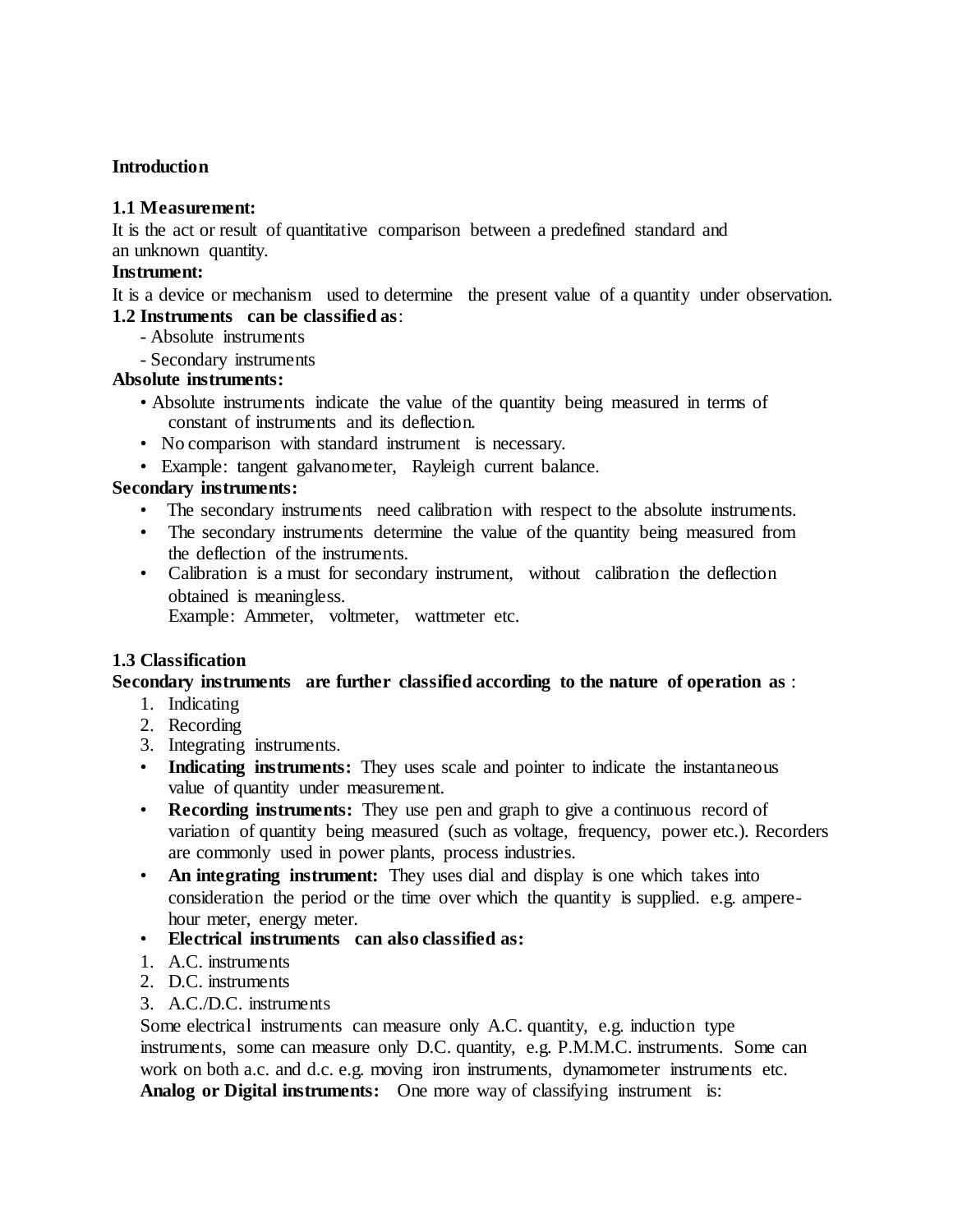**Introduction**

**1.1 Measurement:**

It is the act or result of quantitative comparison between a predefined standard and an unknown quantity.

**Instrument:**

It is a device or mechanism used to determine the present value of a quantity under observation.

**1.2 Instruments can be classified as**:

- Absolute instruments
- Secondary instruments

**Absolute instruments:**

- Absolute instruments indicate the value of the quantity being measured in terms of constant of instruments and its deflection.
- No comparison with standard instrument is necessary.
- Example: tangent galvanometer, Rayleigh current balance.

**Secondary instruments:**

- The secondary instruments need calibration with respect to the absolute instruments.
- The secondary instruments determine the value of the quantity being measured from the deflection of the instruments.
- Calibration is a must for secondary instrument, without calibration the deflection obtained is meaningless.
  Example: Ammeter, voltmeter, wattmeter etc.

**1.3 Classification**

**Secondary instruments are further classified according to the nature of operation as** :

1. Indicating
2. Recording
3. Integrating instruments.

- **Indicating instruments:** They uses scale and pointer to indicate the instantaneous value of quantity under measurement.
- **Recording instruments:** They use pen and graph to give a continuous record of variation of quantity being measured (such as voltage, frequency, power etc.). Recorders are commonly used in power plants, process industries.
- **An integrating instrument:** They uses dial and display is one which takes into consideration the period or the time over which the quantity is supplied. e.g. ampere-hour meter, energy meter.
- **Electrical instruments can also classified as:**

1. A.C. instruments
2. D.C. instruments
3. A.C./D.C. instruments

Some electrical instruments can measure only A.C. quantity, e.g. induction type instruments, some can measure only D.C. quantity, e.g. P.M.M.C. instruments. Some can work on both a.c. and d.c. e.g. moving iron instruments, dynamometer instruments etc.

**Analog or Digital instruments:** One more way of classifying instrument is: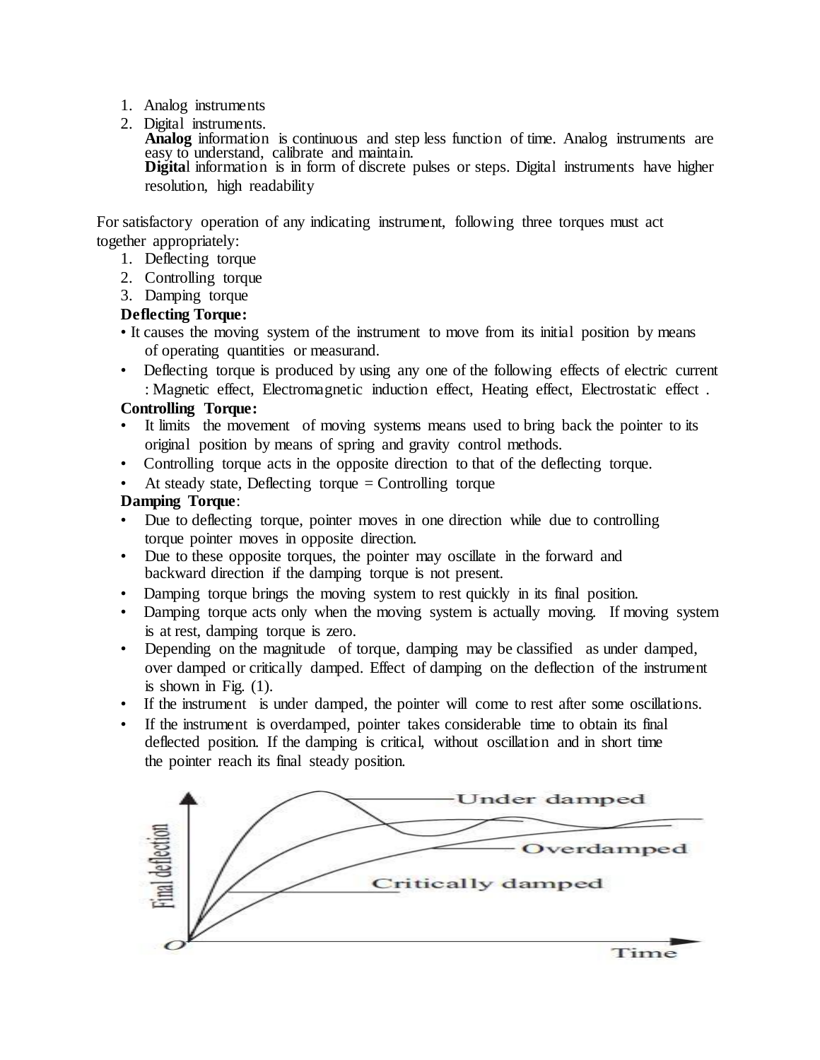1. Analog instruments
2. Digital instruments.
   **Analog** information is continuous and step less function of time. Analog instruments are easy to understand, calibrate and maintain.
   **Digita**l information is in form of discrete pulses or steps. Digital instruments have higher resolution, high readability

For satisfactory operation of any indicating instrument, following three torques must act together appropriately:

1. Deflecting torque
2. Controlling torque
3. Damping torque

**Deflecting Torque:**

- It causes the moving system of the instrument to move from its initial position by means of operating quantities or measurand.
- Deflecting torque is produced by using any one of the following effects of electric current : Magnetic effect, Electromagnetic induction effect, Heating effect, Electrostatic effect .

**Controlling Torque:**

- It limits the movement of moving systems means used to bring back the pointer to its original position by means of spring and gravity control methods.
- Controlling torque acts in the opposite direction to that of the deflecting torque.
- At steady state, Deflecting torque = Controlling torque

**Damping Torque**:

- Due to deflecting torque, pointer moves in one direction while due to controlling torque pointer moves in opposite direction.
- Due to these opposite torques, the pointer may oscillate in the forward and backward direction if the damping torque is not present.
- Damping torque brings the moving system to rest quickly in its final position.
- Damping torque acts only when the moving system is actually moving. If moving system is at rest, damping torque is zero.
- Depending on the magnitude of torque, damping may be classified as under damped, over damped or critically damped. Effect of damping on the deflection of the instrument is shown in Fig. (1).
- If the instrument is under damped, the pointer will come to rest after some oscillations.
- If the instrument is overdamped, pointer takes considerable time to obtain its final deflected position. If the damping is critical, without oscillation and in short time the pointer reach its final steady position.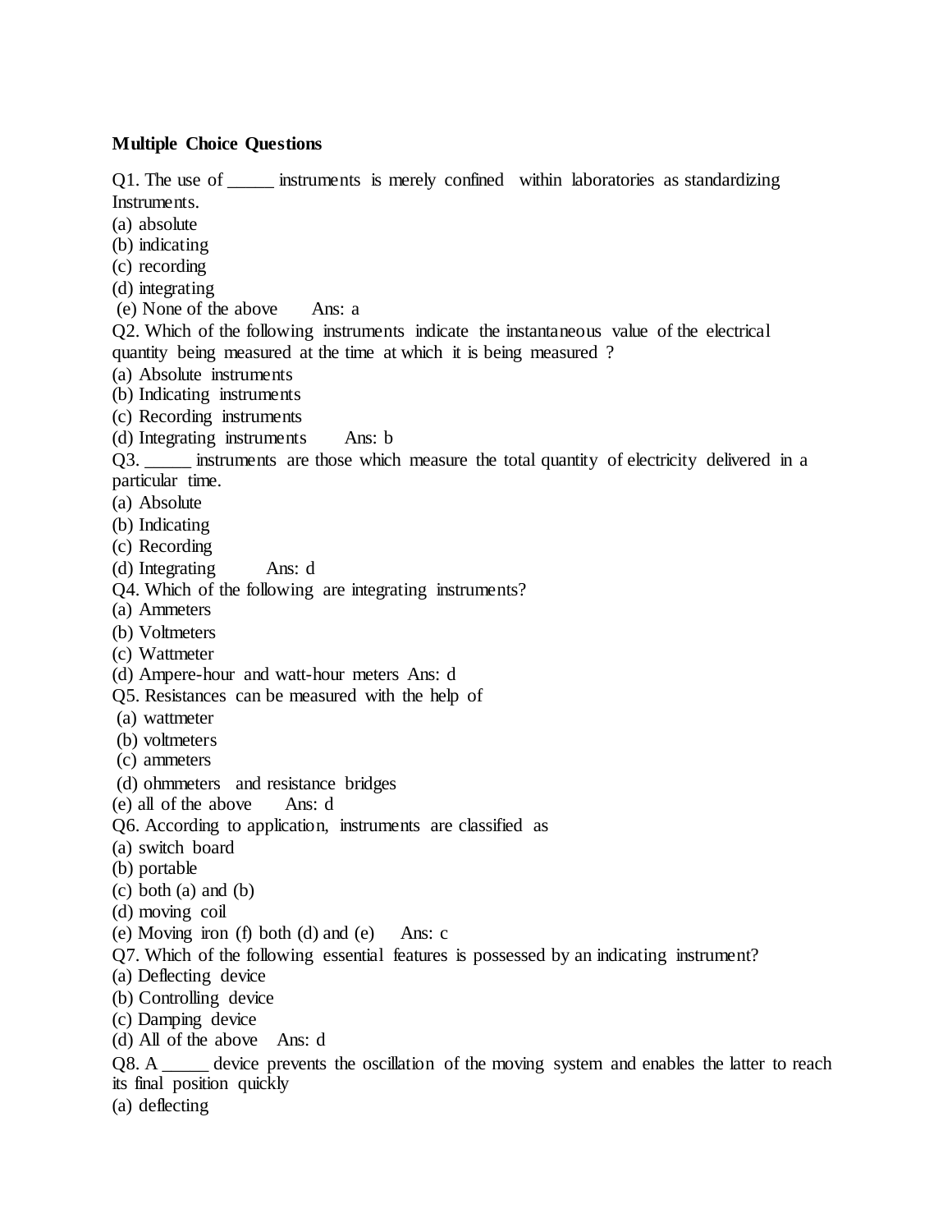**Multiple Choice Questions**

Q1. The use of _____ instruments is merely confined within laboratories as standardizing Instruments.
(a) absolute
(b) indicating
(c) recording
(d) integrating
(e) None of the above Ans: a

Q2. Which of the following instruments indicate the instantaneous value of the electrical quantity being measured at the time at which it is being measured ?
(a) Absolute instruments
(b) Indicating instruments
(c) Recording instruments
(d) Integrating instruments Ans: b

Q3. _____ instruments are those which measure the total quantity of electricity delivered in a particular time.
(a) Absolute
(b) Indicating
(c) Recording
(d) Integrating Ans: d

Q4. Which of the following are integrating instruments?
(a) Ammeters
(b) Voltmeters
(c) Wattmeter
(d) Ampere-hour and watt-hour meters Ans: d

Q5. Resistances can be measured with the help of
(a) wattmeter
(b) voltmeters
(c) ammeters
(d) ohmmeters and resistance bridges
(e) all of the above Ans: d

Q6. According to application, instruments are classified as
(a) switch board
(b) portable
(c) both (a) and (b)
(d) moving coil
(e) Moving iron (f) both (d) and (e) Ans: c

Q7. Which of the following essential features is possessed by an indicating instrument?
(a) Deflecting device
(b) Controlling device
(c) Damping device
(d) All of the above Ans: d

Q8. A _____ device prevents the oscillation of the moving system and enables the latter to reach its final position quickly
(a) deflecting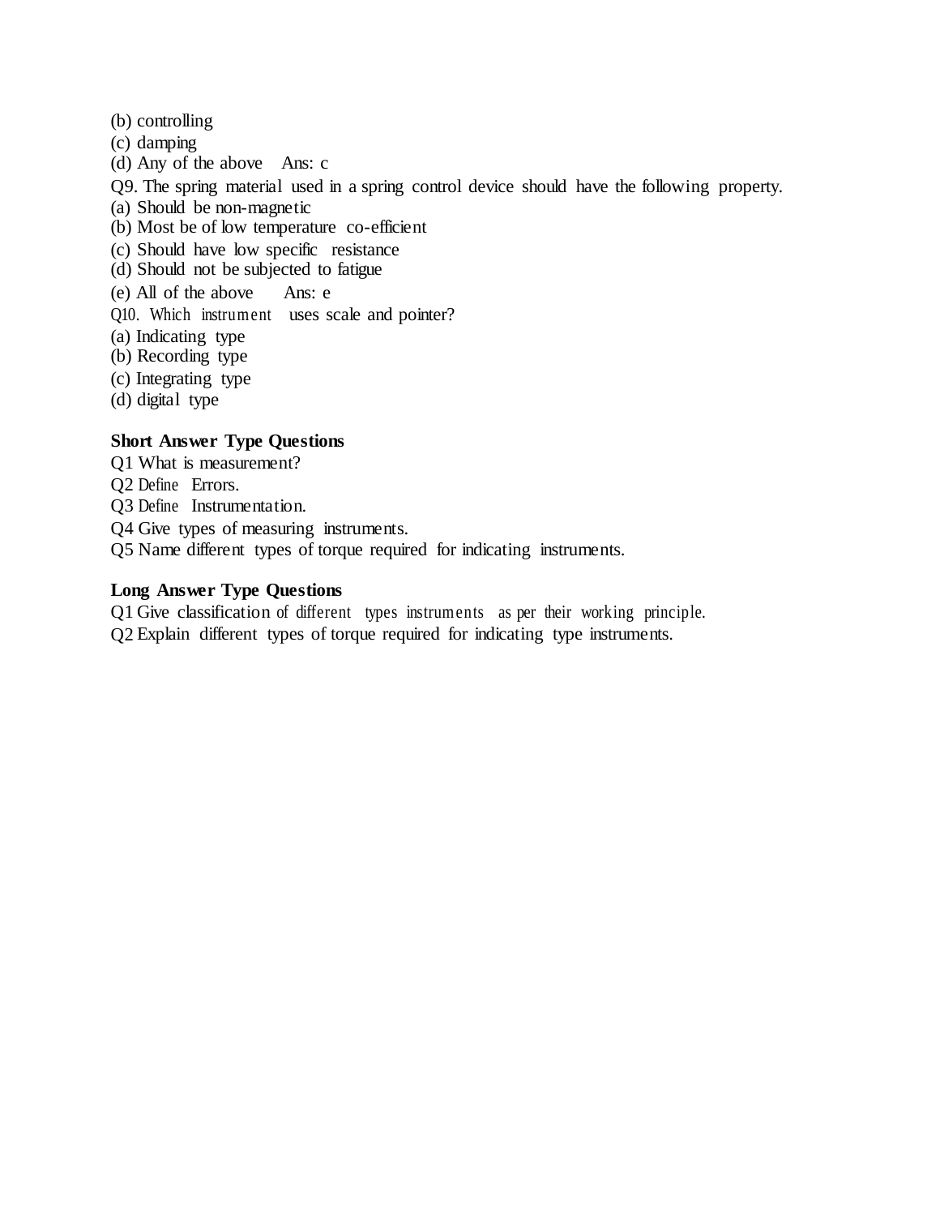(b) controlling
(c) damping
(d) Any of the above  Ans: c

Q9. The spring material used in a spring control device should have the following property.
(a) Should be non-magnetic
(b) Most be of low temperature co-efficient
(c) Should have low specific resistance
(d) Should not be subjected to fatigue
(e) All of the above  Ans: e

Q10. Which instrument uses scale and pointer?
(a) Indicating type
(b) Recording type
(c) Integrating type
(d) digital type

**Short Answer Type Questions**

Q1 What is measurement?
Q2 Define Errors.
Q3 Define Instrumentation.
Q4 Give types of measuring instruments.
Q5 Name different types of torque required for indicating instruments.

**Long Answer Type Questions**

Q1 Give classification of different types instruments as per their working principle.
Q2 Explain different types of torque required for indicating type instruments.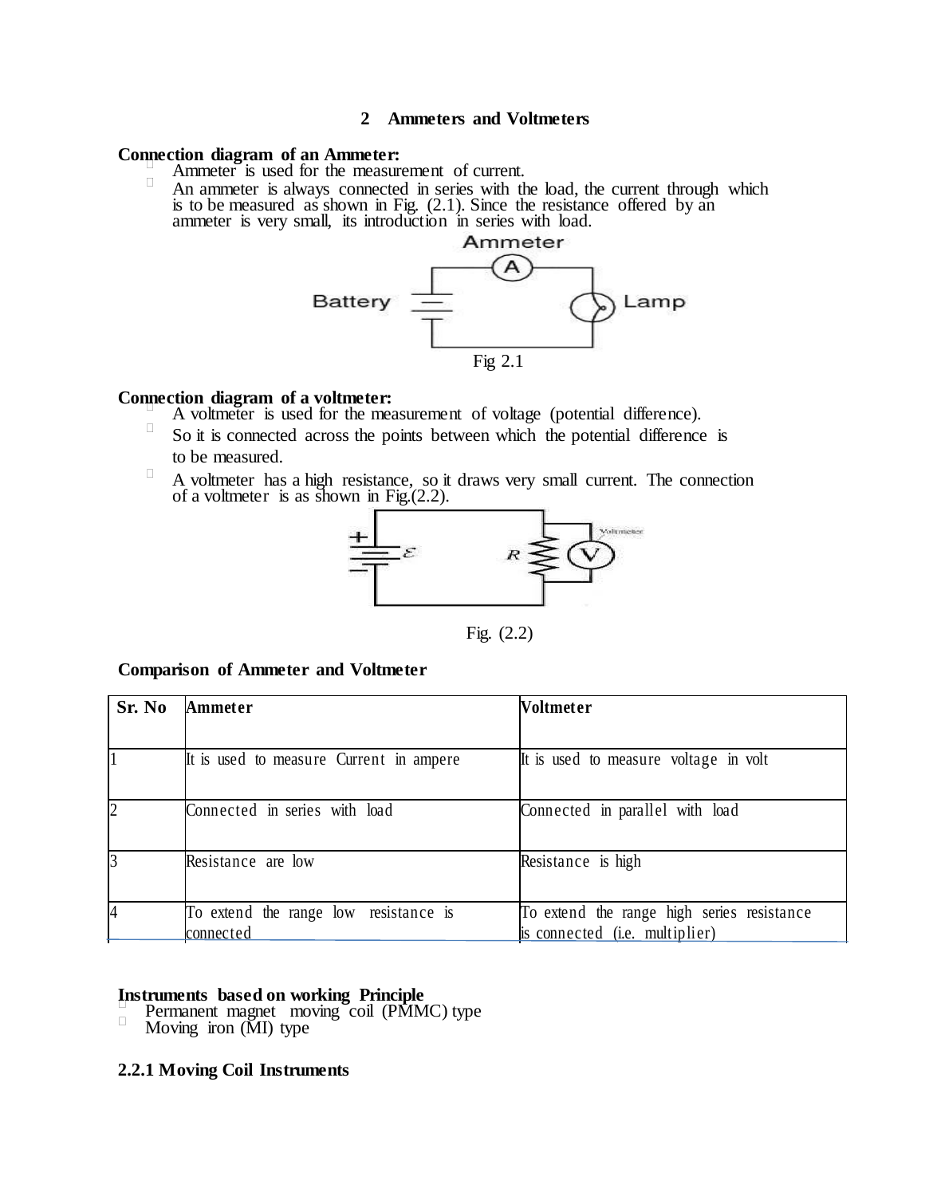## 2 Ammeters and Voltmeters

**Connection diagram of an Ammeter:**

- Ammeter is used for the measurement of current.
- An ammeter is always connected in series with the load, the current through which is to be measured as shown in Fig. (2.1). Since the resistance offered by an ammeter is very small, its introduction in series with load.

Fig 2.1

**Connection diagram of a voltmeter:**

- A voltmeter is used for the measurement of voltage (potential difference).
- So it is connected across the points between which the potential difference is to be measured.
- A voltmeter has a high resistance, so it draws very small current. The connection of a voltmeter is as shown in Fig.(2.2).

Fig. (2.2)

**Comparison of Ammeter and Voltmeter**

| Sr. No | Ammeter | Voltmeter |
|---|---|---|
| 1 | It is used to measure Current in ampere | It is used to measure voltage in volt |
| 2 | Connected in series with load | Connected in parallel with load |
| 3 | Resistance are low | Resistance is high |
| 4 | To extend the range low resistance is connected | To extend the range high series resistance is connected (i.e. multiplier) |

**Instruments based on working Principle**

- Permanent magnet moving coil (PMMC) type
- Moving iron (MI) type

### 2.2.1 Moving Coil Instruments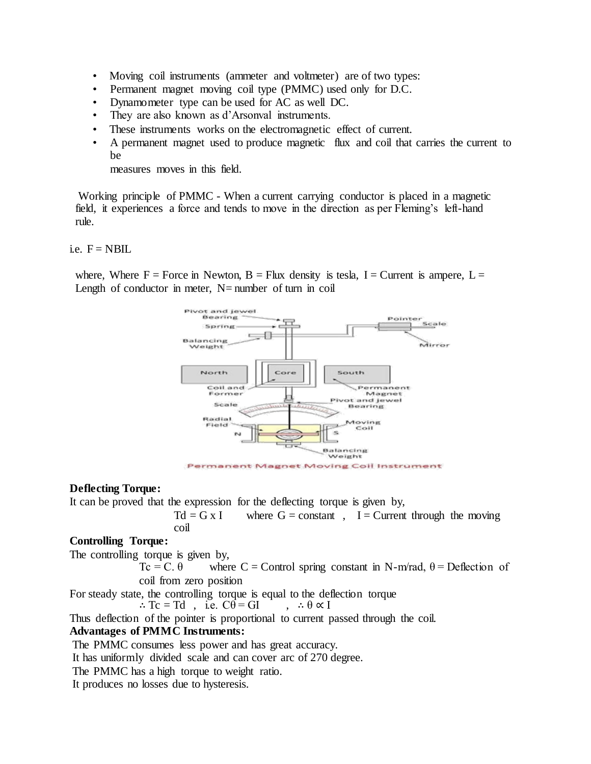- Moving coil instruments (ammeter and voltmeter) are of two types:
- Permanent magnet moving coil type (PMMC) used only for D.C.
- Dynamometer type can be used for AC as well DC.
- They are also known as d'Arsonval instruments.
- These instruments works on the electromagnetic effect of current.
- A permanent magnet used to produce magnetic flux and coil that carries the current to be measures moves in this field.

Working principle of PMMC - When a current carrying conductor is placed in a magnetic field, it experiences a force and tends to move in the direction as per Fleming's left-hand rule.

i.e. $F = NBIL$

where, Where F = Force in Newton, B = Flux density is tesla, I = Current is ampere, L = Length of conductor in meter, N= number of turn in coil

Permanent Magnet Moving Coil Instrument

**Deflecting Torque:**

It can be proved that the expression for the deflecting torque is given by,

$T_d = G \times I$ where G = constant , I = Current through the moving coil

**Controlling Torque:**

The controlling torque is given by,

$T_c = C.\theta$ where C = Control spring constant in N-m/rad, $\theta$ = Deflection of coil from zero position

For steady state, the controlling torque is equal to the deflection torque

$\therefore T_c = T_d$ , i.e. $C\theta = GI$ , $\therefore \theta \propto I$

Thus deflection of the pointer is proportional to current passed through the coil.

**Advantages of PMMC Instruments:**

The PMMC consumes less power and has great accuracy.

It has uniformly divided scale and can cover arc of 270 degree.

The PMMC has a high torque to weight ratio.

It produces no losses due to hysteresis.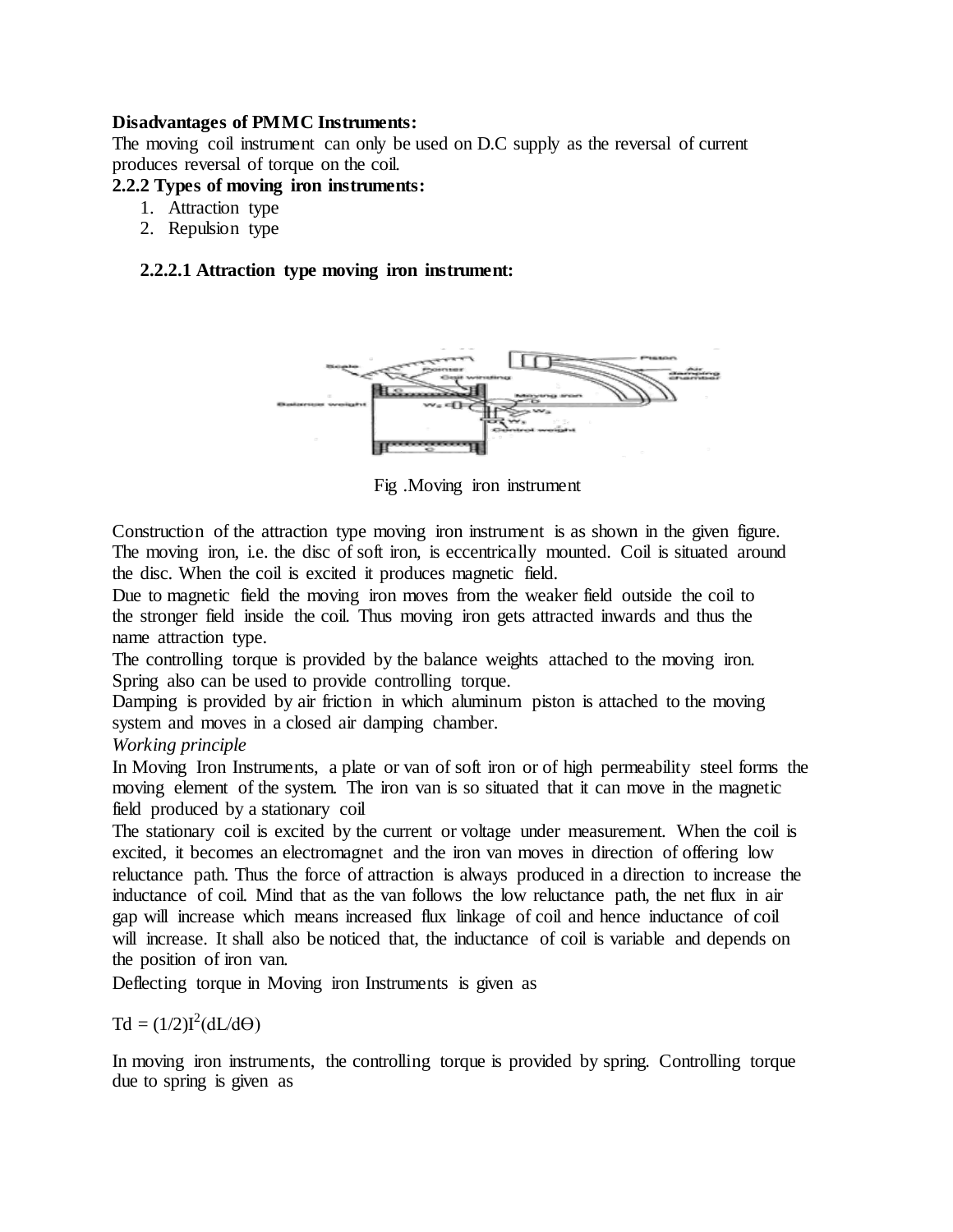**Disadvantages of PMMC Instruments:**
The moving coil instrument can only be used on D.C supply as the reversal of current produces reversal of torque on the coil.

**2.2.2 Types of moving iron instruments:**

1. Attraction type
2. Repulsion type

**2.2.2.1 Attraction type moving iron instrument:**

Fig .Moving iron instrument

Construction of the attraction type moving iron instrument is as shown in the given figure. The moving iron, i.e. the disc of soft iron, is eccentrically mounted. Coil is situated around the disc. When the coil is excited it produces magnetic field.

Due to magnetic field the moving iron moves from the weaker field outside the coil to the stronger field inside the coil. Thus moving iron gets attracted inwards and thus the name attraction type.

The controlling torque is provided by the balance weights attached to the moving iron. Spring also can be used to provide controlling torque.

Damping is provided by air friction in which aluminum piston is attached to the moving system and moves in a closed air damping chamber.

*Working principle*

In Moving Iron Instruments, a plate or van of soft iron or of high permeability steel forms the moving element of the system. The iron van is so situated that it can move in the magnetic field produced by a stationary coil

The stationary coil is excited by the current or voltage under measurement. When the coil is excited, it becomes an electromagnet and the iron van moves in direction of offering low reluctance path. Thus the force of attraction is always produced in a direction to increase the inductance of coil. Mind that as the van follows the low reluctance path, the net flux in air gap will increase which means increased flux linkage of coil and hence inductance of coil will increase. It shall also be noticed that, the inductance of coil is variable and depends on the position of iron van.

Deflecting torque in Moving iron Instruments is given as

$$T_d = (1/2)I^2(dL/d\theta)$$

In moving iron instruments, the controlling torque is provided by spring. Controlling torque due to spring is given as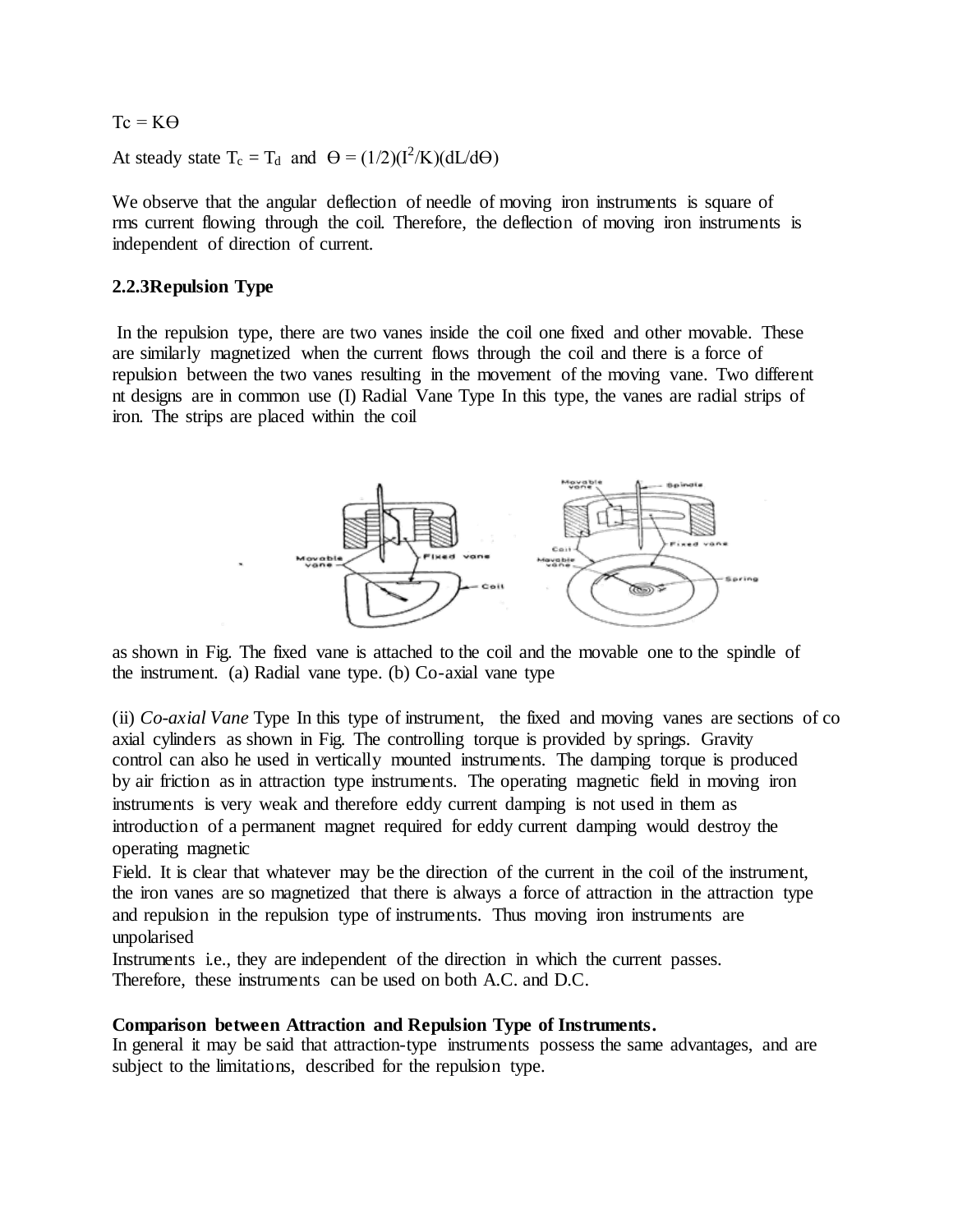$T_c = K\theta$

At steady state $T_c = T_d$ and $\theta = (1/2)(I^2/K)(dL/d\theta)$

We observe that the angular deflection of needle of moving iron instruments is square of rms current flowing through the coil. Therefore, the deflection of moving iron instruments is independent of direction of current.

### 2.2.3Repulsion Type

In the repulsion type, there are two vanes inside the coil one fixed and other movable. These are similarly magnetized when the current flows through the coil and there is a force of repulsion between the two vanes resulting in the movement of the moving vane. Two different nt designs are in common use (I) Radial Vane Type In this type, the vanes are radial strips of iron. The strips are placed within the coil

as shown in Fig. The fixed vane is attached to the coil and the movable one to the spindle of the instrument. (a) Radial vane type. (b) Co-axial vane type

(ii) *Co-axial Vane* Type In this type of instrument, the fixed and moving vanes are sections of co axial cylinders as shown in Fig. The controlling torque is provided by springs. Gravity control can also he used in vertically mounted instruments. The damping torque is produced by air friction as in attraction type instruments. The operating magnetic field in moving iron instruments is very weak and therefore eddy current damping is not used in them as introduction of a permanent magnet required for eddy current damping would destroy the operating magnetic

Field. It is clear that whatever may be the direction of the current in the coil of the instrument, the iron vanes are so magnetized that there is always a force of attraction in the attraction type and repulsion in the repulsion type of instruments. Thus moving iron instruments are unpolarised

Instruments i.e., they are independent of the direction in which the current passes. Therefore, these instruments can be used on both A.C. and D.C.

**Comparison between Attraction and Repulsion Type of Instruments.**

In general it may be said that attraction-type instruments possess the same advantages, and are subject to the limitations, described for the repulsion type.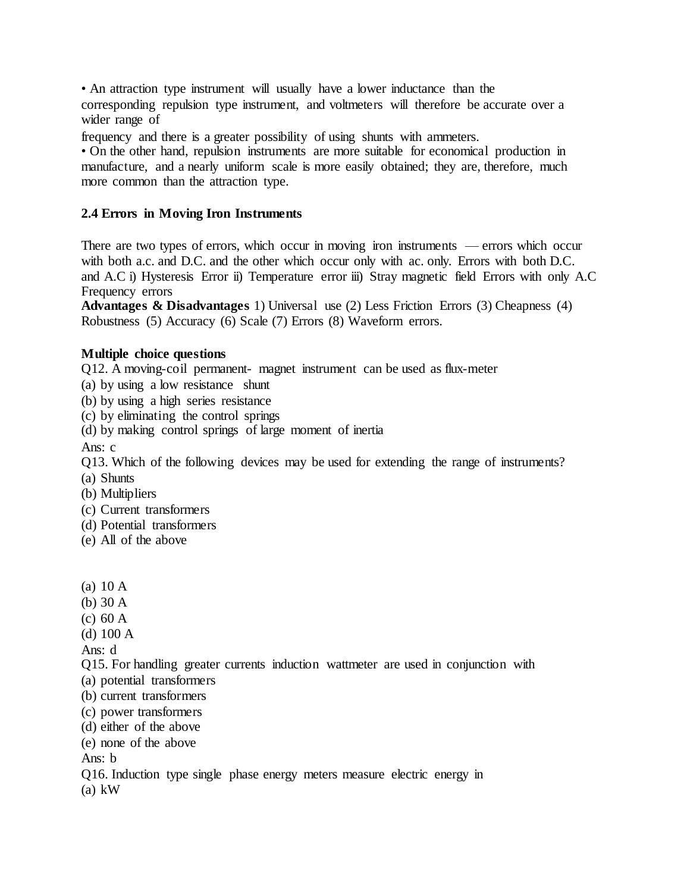• An attraction type instrument will usually have a lower inductance than the corresponding repulsion type instrument, and voltmeters will therefore be accurate over a wider range of
frequency and there is a greater possibility of using shunts with ammeters.
• On the other hand, repulsion instruments are more suitable for economical production in manufacture, and a nearly uniform scale is more easily obtained; they are, therefore, much more common than the attraction type.

### 2.4 Errors in Moving Iron Instruments

There are two types of errors, which occur in moving iron instruments — errors which occur with both a.c. and D.C. and the other which occur only with ac. only. Errors with both D.C. and A.C i) Hysteresis Error ii) Temperature error iii) Stray magnetic field Errors with only A.C Frequency errors
**Advantages & Disadvantages** 1) Universal use (2) Less Friction Errors (3) Cheapness (4) Robustness (5) Accuracy (6) Scale (7) Errors (8) Waveform errors.

**Multiple choice questions**

Q12. A moving-coil permanent- magnet instrument can be used as flux-meter
(a) by using a low resistance shunt
(b) by using a high series resistance
(c) by eliminating the control springs
(d) by making control springs of large moment of inertia
Ans: c

Q13. Which of the following devices may be used for extending the range of instruments?
(a) Shunts
(b) Multipliers
(c) Current transformers
(d) Potential transformers
(e) All of the above

(a) 10 A
(b) 30 A
(c) 60 A
(d) 100 A
Ans: d

Q15. For handling greater currents induction wattmeter are used in conjunction with
(a) potential transformers
(b) current transformers
(c) power transformers
(d) either of the above
(e) none of the above
Ans: b

Q16. Induction type single phase energy meters measure electric energy in
(a) kW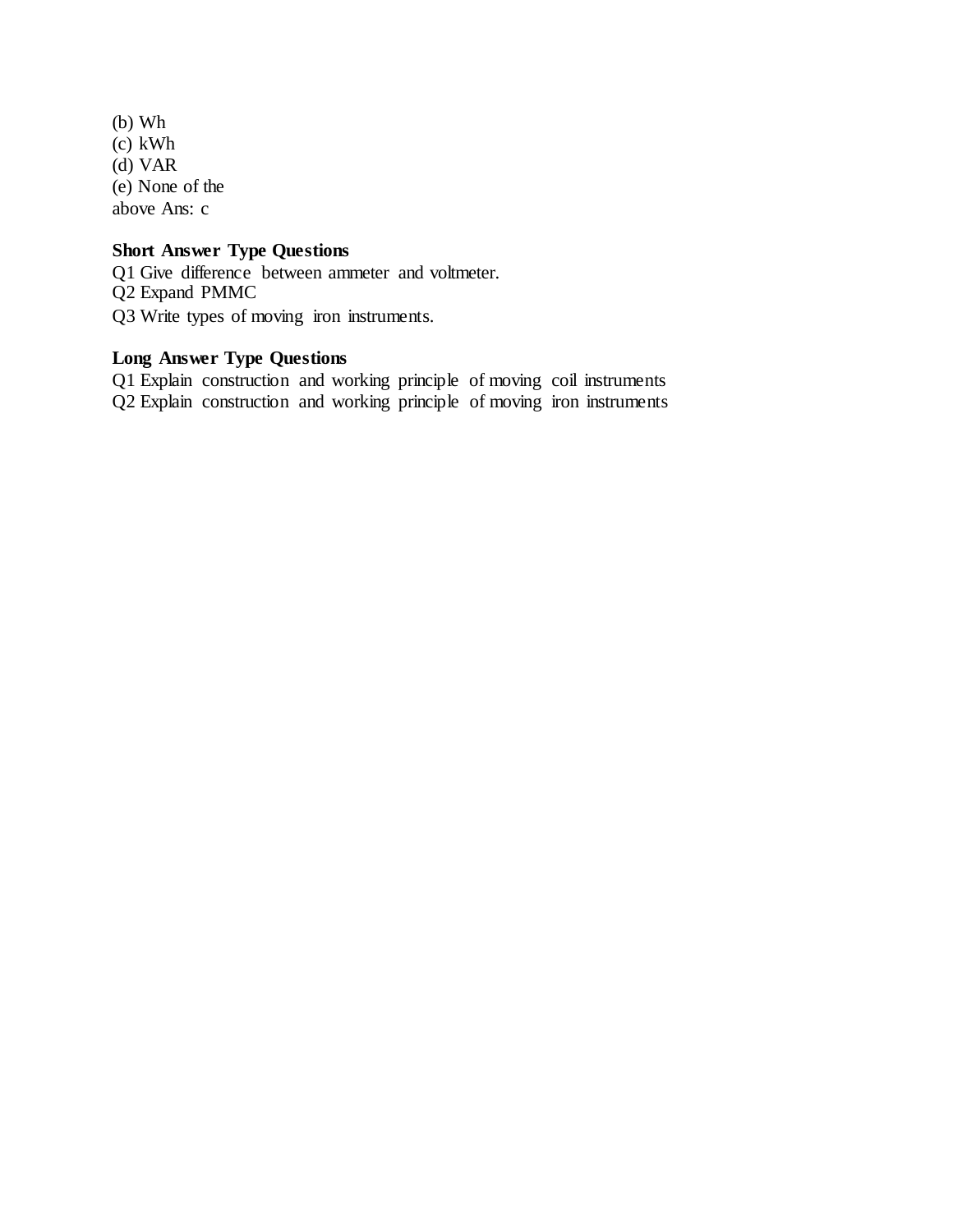(b) Wh
(c) kWh
(d) VAR
(e) None of the
above Ans: c

**Short Answer Type Questions**

Q1 Give difference between ammeter and voltmeter.
Q2 Expand PMMC
Q3 Write types of moving iron instruments.

**Long Answer Type Questions**

Q1 Explain construction and working principle of moving coil instruments
Q2 Explain construction and working principle of moving iron instruments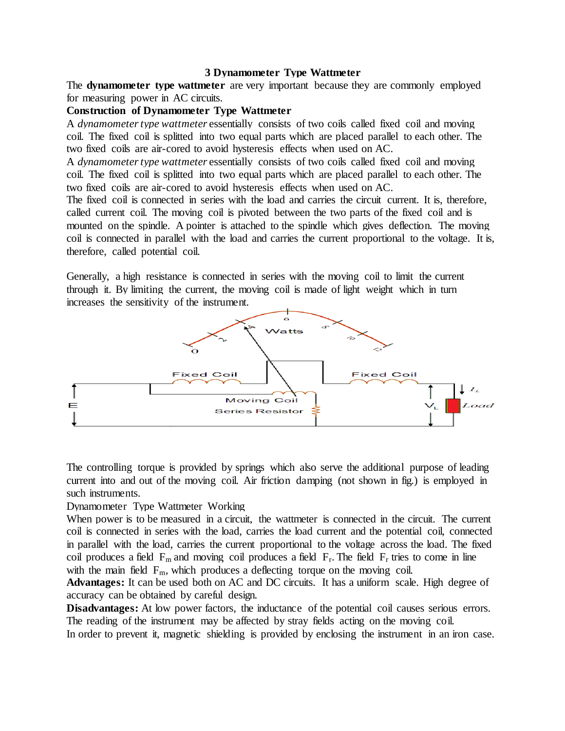### 3 Dynamometer Type Wattmeter

The **dynamometer type wattmeter** are very important because they are commonly employed for measuring power in AC circuits.

**Construction of Dynamometer Type Wattmeter**

A *dynamometer type wattmeter* essentially consists of two coils called fixed coil and moving coil. The fixed coil is splitted into two equal parts which are placed parallel to each other. The two fixed coils are air-cored to avoid hysteresis effects when used on AC.

A *dynamometer type wattmeter* essentially consists of two coils called fixed coil and moving coil. The fixed coil is splitted into two equal parts which are placed parallel to each other. The two fixed coils are air-cored to avoid hysteresis effects when used on AC.

The fixed coil is connected in series with the load and carries the circuit current. It is, therefore, called current coil. The moving coil is pivoted between the two parts of the fixed coil and is mounted on the spindle. A pointer is attached to the spindle which gives deflection. The moving coil is connected in parallel with the load and carries the current proportional to the voltage. It is, therefore, called potential coil.

Generally, a high resistance is connected in series with the moving coil to limit the current through it. By limiting the current, the moving coil is made of light weight which in turn increases the sensitivity of the instrument.

The controlling torque is provided by springs which also serve the additional purpose of leading current into and out of the moving coil. Air friction damping (not shown in fig.) is employed in such instruments.

Dynamometer Type Wattmeter Working

When power is to be measured in a circuit, the wattmeter is connected in the circuit. The current coil is connected in series with the load, carries the load current and the potential coil, connected in parallel with the load, carries the current proportional to the voltage across the load. The fixed coil produces a field $F_m$ and moving coil produces a field $F_r$. The field $F_r$ tries to come in line with the main field $F_m$, which produces a deflecting torque on the moving coil.

**Advantages:** It can be used both on AC and DC circuits. It has a uniform scale. High degree of accuracy can be obtained by careful design.

**Disadvantages:** At low power factors, the inductance of the potential coil causes serious errors. The reading of the instrument may be affected by stray fields acting on the moving coil. In order to prevent it, magnetic shielding is provided by enclosing the instrument in an iron case.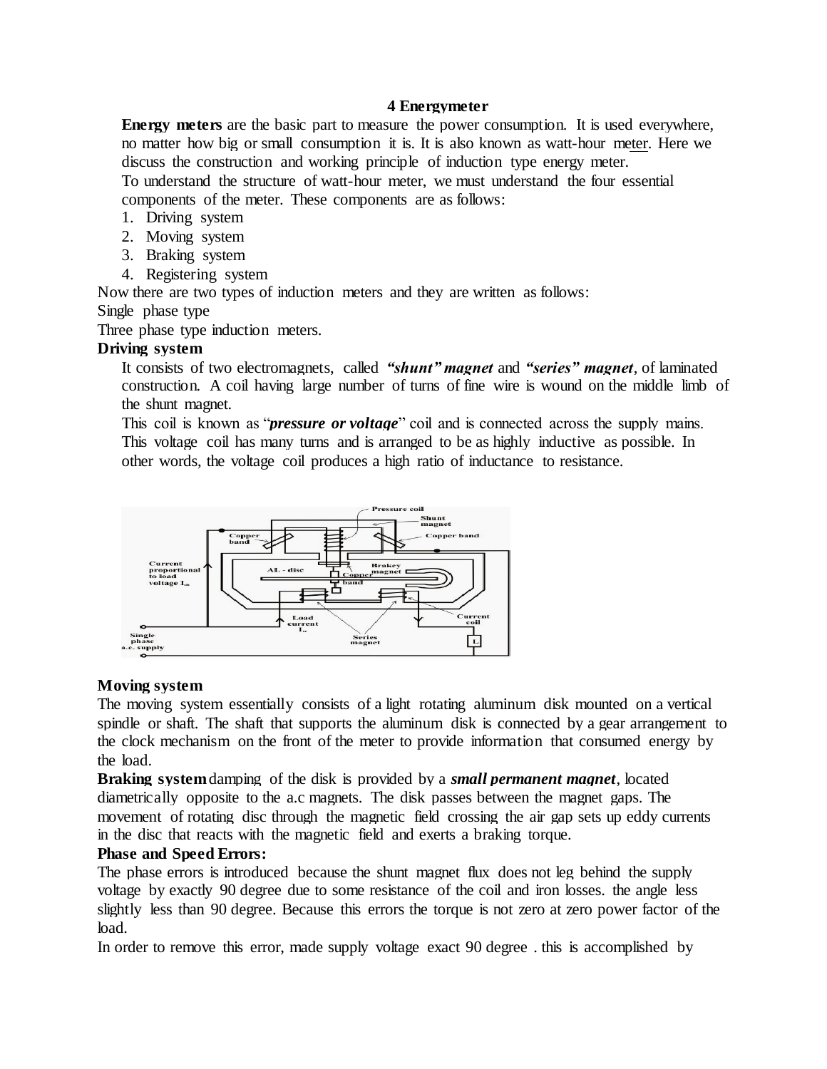# 4 Energymeter

**Energy meters** are the basic part to measure the power consumption. It is used everywhere, no matter how big or small consumption it is. It is also known as watt-hour meter. Here we discuss the construction and working principle of induction type energy meter.

To understand the structure of watt-hour meter, we must understand the four essential components of the meter. These components are as follows:

1. Driving system
2. Moving system
3. Braking system
4. Registering system

Now there are two types of induction meters and they are written as follows:

Single phase type

Three phase type induction meters.

**Driving system**

It consists of two electromagnets, called ***"shunt" magnet*** and ***"series" magnet***, of laminated construction. A coil having large number of turns of fine wire is wound on the middle limb of the shunt magnet.

This coil is known as "***pressure or voltage***" coil and is connected across the supply mains. This voltage coil has many turns and is arranged to be as highly inductive as possible. In other words, the voltage coil produces a high ratio of inductance to resistance.

**Moving system**

The moving system essentially consists of a light rotating aluminum disk mounted on a vertical spindle or shaft. The shaft that supports the aluminum disk is connected by a gear arrangement to the clock mechanism on the front of the meter to provide information that consumed energy by the load.

**Braking system** damping of the disk is provided by a ***small permanent magnet***, located diametrically opposite to the a.c magnets. The disk passes between the magnet gaps. The movement of rotating disc through the magnetic field crossing the air gap sets up eddy currents in the disc that reacts with the magnetic field and exerts a braking torque.

**Phase and Speed Errors:**

The phase errors is introduced because the shunt magnet flux does not leg behind the supply voltage by exactly 90 degree due to some resistance of the coil and iron losses. the angle less slightly less than 90 degree. Because this errors the torque is not zero at zero power factor of the load.

In order to remove this error, made supply voltage exact 90 degree . this is accomplished by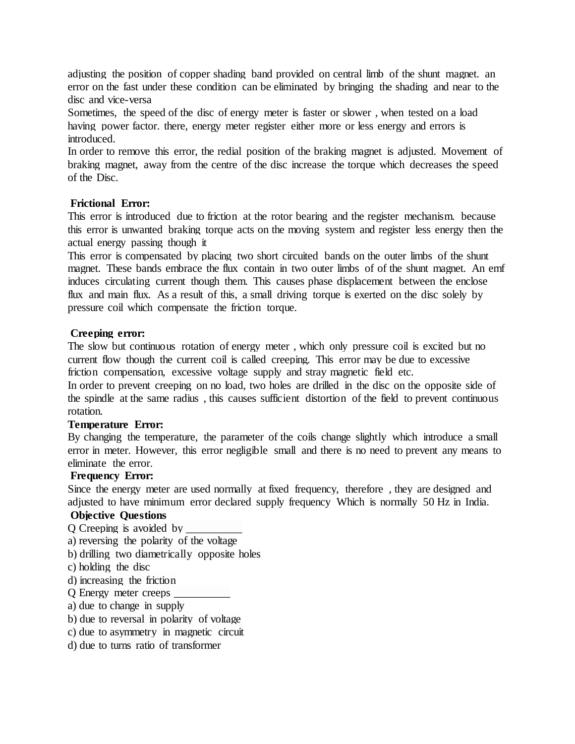adjusting the position of copper shading band provided on central limb of the shunt magnet. an error on the fast under these condition can be eliminated by bringing the shading and near to the disc and vice-versa

Sometimes, the speed of the disc of energy meter is faster or slower , when tested on a load having power factor. there, energy meter register either more or less energy and errors is introduced.

In order to remove this error, the redial position of the braking magnet is adjusted. Movement of braking magnet, away from the centre of the disc increase the torque which decreases the speed of the Disc.

**Frictional Error:**

This error is introduced due to friction at the rotor bearing and the register mechanism. because this error is unwanted braking torque acts on the moving system and register less energy then the actual energy passing though it

This error is compensated by placing two short circuited bands on the outer limbs of the shunt magnet. These bands embrace the flux contain in two outer limbs of of the shunt magnet. An emf induces circulating current though them. This causes phase displacement between the enclose flux and main flux. As a result of this, a small driving torque is exerted on the disc solely by pressure coil which compensate the friction torque.

**Creeping error:**

The slow but continuous rotation of energy meter , which only pressure coil is excited but no current flow though the current coil is called creeping. This error may be due to excessive friction compensation, excessive voltage supply and stray magnetic field etc.

In order to prevent creeping on no load, two holes are drilled in the disc on the opposite side of the spindle at the same radius , this causes sufficient distortion of the field to prevent continuous rotation.

**Temperature Error:**

By changing the temperature, the parameter of the coils change slightly which introduce a small error in meter. However, this error negligible small and there is no need to prevent any means to eliminate the error.

**Frequency Error:**

Since the energy meter are used normally at fixed frequency, therefore , they are designed and adjusted to have minimum error declared supply frequency Which is normally 50 Hz in India.

**Objective Questions**

Q Creeping is avoided by __________

a) reversing the polarity of the voltage

b) drilling two diametrically opposite holes

c) holding the disc

d) increasing the friction

Q Energy meter creeps __________

a) due to change in supply

b) due to reversal in polarity of voltage

c) due to asymmetry in magnetic circuit

d) due to turns ratio of transformer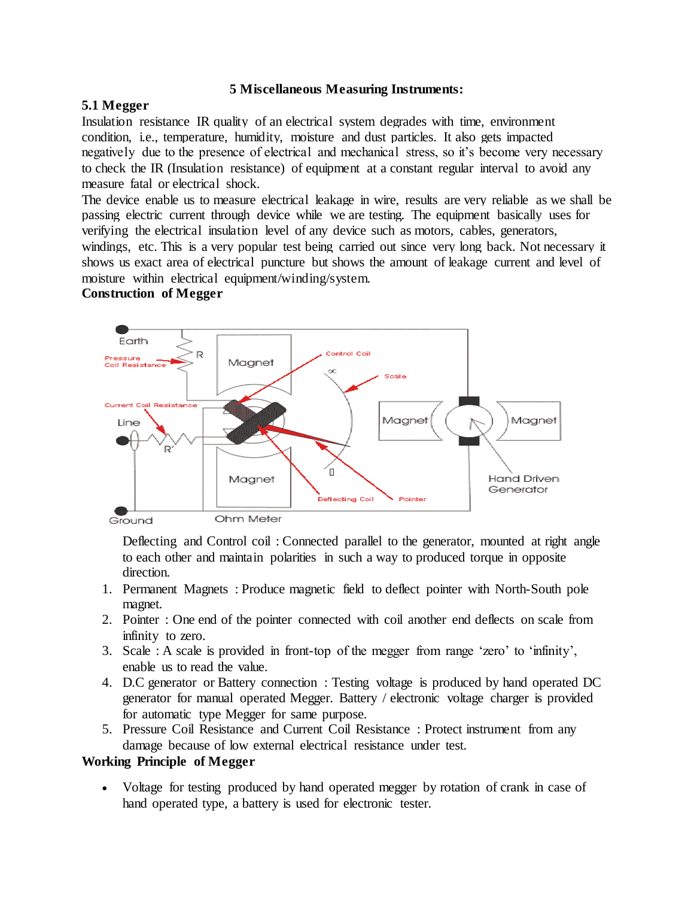## 5 Miscellaneous Measuring Instruments:

### 5.1 Megger

Insulation resistance IR quality of an electrical system degrades with time, environment condition, i.e., temperature, humidity, moisture and dust particles. It also gets impacted negatively due to the presence of electrical and mechanical stress, so it's become very necessary to check the IR (Insulation resistance) of equipment at a constant regular interval to avoid any measure fatal or electrical shock.

The device enable us to measure electrical leakage in wire, results are very reliable as we shall be passing electric current through device while we are testing. The equipment basically uses for verifying the electrical insulation level of any device such as motors, cables, generators, windings, etc. This is a very popular test being carried out since very long back. Not necessary it shows us exact area of electrical puncture but shows the amount of leakage current and level of moisture within electrical equipment/winding/system.

**Construction of Megger**

Earth

Pressure Coil Resistance

R

Magnet

Control Coil

∞

Scale

Current Coil Resistance

Line

R'

Magnet

Magnet

Magnet

0

Hand Driven Generator

Deflecting Coil

Pointer

Ground

Ohm Meter

Deflecting and Control coil : Connected parallel to the generator, mounted at right angle to each other and maintain polarities in such a way to produced torque in opposite direction.

1. Permanent Magnets : Produce magnetic field to deflect pointer with North-South pole magnet.
2. Pointer : One end of the pointer connected with coil another end deflects on scale from infinity to zero.
3. Scale : A scale is provided in front-top of the megger from range 'zero' to 'infinity', enable us to read the value.
4. D.C generator or Battery connection : Testing voltage is produced by hand operated DC generator for manual operated Megger. Battery / electronic voltage charger is provided for automatic type Megger for same purpose.
5. Pressure Coil Resistance and Current Coil Resistance : Protect instrument from any damage because of low external electrical resistance under test.

**Working Principle of Megger**

- Voltage for testing produced by hand operated megger by rotation of crank in case of hand operated type, a battery is used for electronic tester.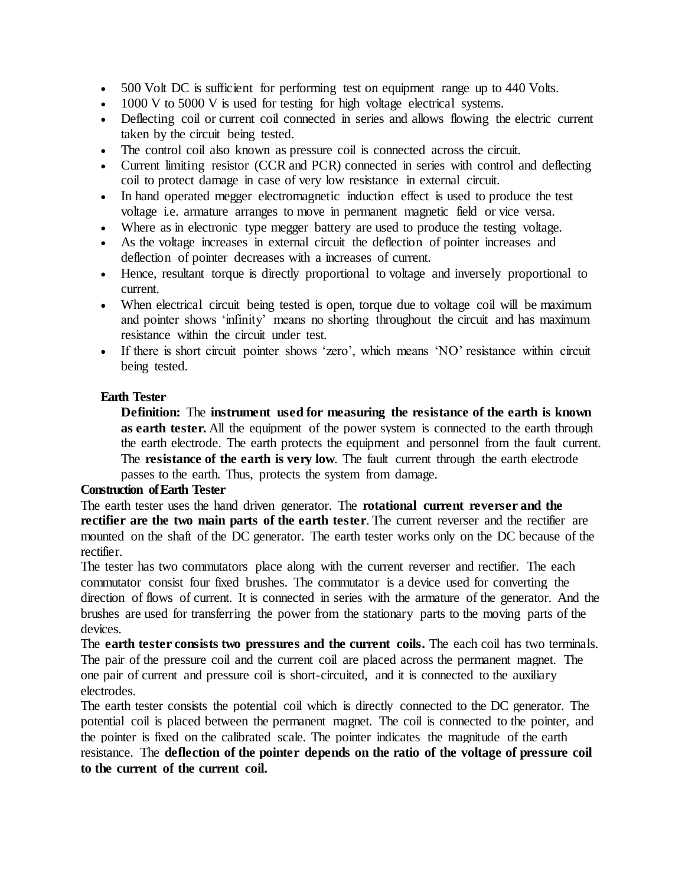- 500 Volt DC is sufficient for performing test on equipment range up to 440 Volts.
- 1000 V to 5000 V is used for testing for high voltage electrical systems.
- Deflecting coil or current coil connected in series and allows flowing the electric current taken by the circuit being tested.
- The control coil also known as pressure coil is connected across the circuit.
- Current limiting resistor (CCR and PCR) connected in series with control and deflecting coil to protect damage in case of very low resistance in external circuit.
- In hand operated megger electromagnetic induction effect is used to produce the test voltage i.e. armature arranges to move in permanent magnetic field or vice versa.
- Where as in electronic type megger battery are used to produce the testing voltage.
- As the voltage increases in external circuit the deflection of pointer increases and deflection of pointer decreases with a increases of current.
- Hence, resultant torque is directly proportional to voltage and inversely proportional to current.
- When electrical circuit being tested is open, torque due to voltage coil will be maximum and pointer shows 'infinity' means no shorting throughout the circuit and has maximum resistance within the circuit under test.
- If there is short circuit pointer shows 'zero', which means 'NO' resistance within circuit being tested.

**Earth Tester**

**Definition:** The **instrument used for measuring the resistance of the earth is known as earth tester.** All the equipment of the power system is connected to the earth through the earth electrode. The earth protects the equipment and personnel from the fault current. The **resistance of the earth is very low**. The fault current through the earth electrode passes to the earth. Thus, protects the system from damage.

**Construction of Earth Tester**

The earth tester uses the hand driven generator. The **rotational current reverser and the rectifier are the two main parts of the earth tester**. The current reverser and the rectifier are mounted on the shaft of the DC generator. The earth tester works only on the DC because of the rectifier.

The tester has two commutators place along with the current reverser and rectifier. The each commutator consist four fixed brushes. The commutator is a device used for converting the direction of flows of current. It is connected in series with the armature of the generator. And the brushes are used for transferring the power from the stationary parts to the moving parts of the devices.

The **earth tester consists two pressures and the current coils.** The each coil has two terminals. The pair of the pressure coil and the current coil are placed across the permanent magnet. The one pair of current and pressure coil is short-circuited, and it is connected to the auxiliary electrodes.

The earth tester consists the potential coil which is directly connected to the DC generator. The potential coil is placed between the permanent magnet. The coil is connected to the pointer, and the pointer is fixed on the calibrated scale. The pointer indicates the magnitude of the earth resistance. The **deflection of the pointer depends on the ratio of the voltage of pressure coil to the current of the current coil.**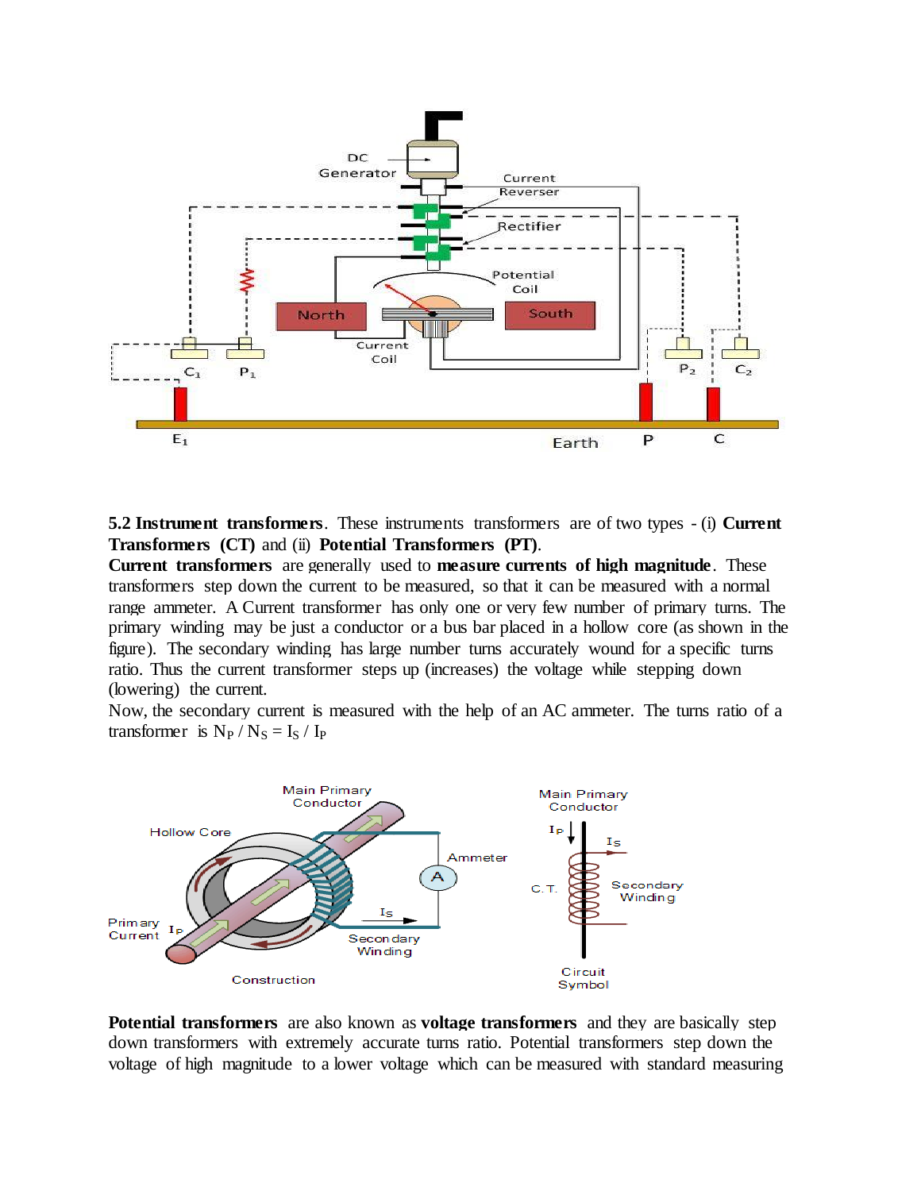**5.2 Instrument transformers**. These instruments transformers are of two types - (i) **Current Transformers (CT)** and (ii) **Potential Transformers (PT)**.

**Current transformers** are generally used to **measure currents of high magnitude**. These transformers step down the current to be measured, so that it can be measured with a normal range ammeter. A Current transformer has only one or very few number of primary turns. The primary winding may be just a conductor or a bus bar placed in a hollow core (as shown in the figure). The secondary winding has large number turns accurately wound for a specific turns ratio. Thus the current transformer steps up (increases) the voltage while stepping down (lowering) the current.

Now, the secondary current is measured with the help of an AC ammeter. The turns ratio of a transformer is $N_P / N_S = I_S / I_P$

**Potential transformers** are also known as **voltage transformers** and they are basically step down transformers with extremely accurate turns ratio. Potential transformers step down the voltage of high magnitude to a lower voltage which can be measured with standard measuring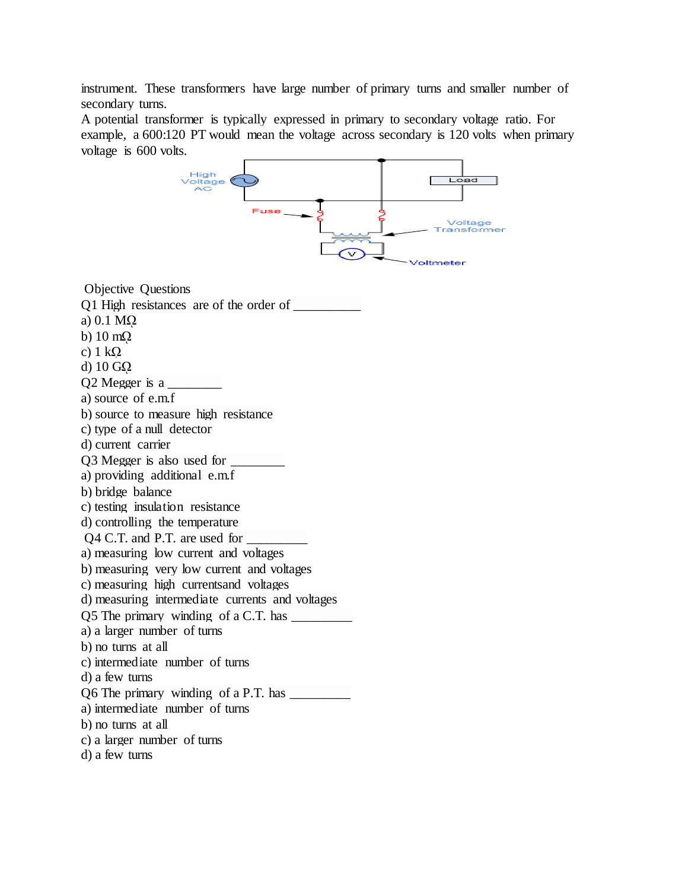instrument. These transformers have large number of primary turns and smaller number of secondary turns.

A potential transformer is typically expressed in primary to secondary voltage ratio. For example, a 600:120 PT would mean the voltage across secondary is 120 volts when primary voltage is 600 volts.

Objective Questions

Q1 High resistances are of the order of __________

a) 0.1 MΩ

b) 10 mΩ

c) 1 kΩ

d) 10 GΩ

Q2 Megger is a ________

a) source of e.m.f

b) source to measure high resistance

c) type of a null detector

d) current carrier

Q3 Megger is also used for ________

a) providing additional e.m.f

b) bridge balance

c) testing insulation resistance

d) controlling the temperature

Q4 C.T. and P.T. are used for _________

a) measuring low current and voltages

b) measuring very low current and voltages

c) measuring high currentsand voltages

d) measuring intermediate currents and voltages

Q5 The primary winding of a C.T. has _________

a) a larger number of turns

b) no turns at all

c) intermediate number of turns

d) a few turns

Q6 The primary winding of a P.T. has _________

a) intermediate number of turns

b) no turns at all

c) a larger number of turns

d) a few turns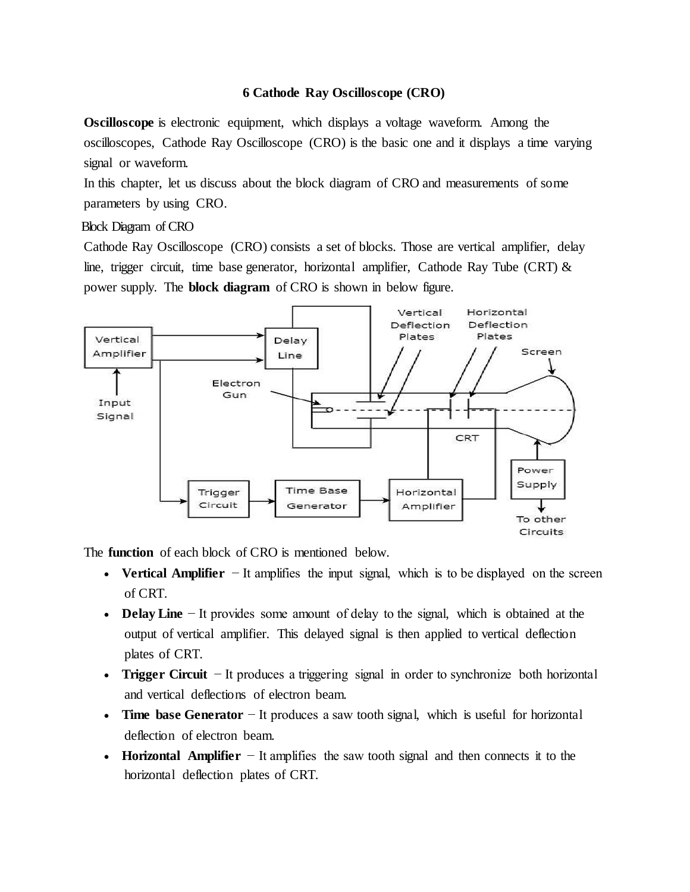# 6 Cathode Ray Oscilloscope (CRO)

**Oscilloscope** is electronic equipment, which displays a voltage waveform. Among the oscilloscopes, Cathode Ray Oscilloscope (CRO) is the basic one and it displays a time varying signal or waveform.

In this chapter, let us discuss about the block diagram of CRO and measurements of some parameters by using CRO.

## Block Diagram of CRO

Cathode Ray Oscilloscope (CRO) consists a set of blocks. Those are vertical amplifier, delay line, trigger circuit, time base generator, horizontal amplifier, Cathode Ray Tube (CRT) & power supply. The **block diagram** of CRO is shown in below figure.

The **function** of each block of CRO is mentioned below.

- **Vertical Amplifier** − It amplifies the input signal, which is to be displayed on the screen of CRT.
- **Delay Line** − It provides some amount of delay to the signal, which is obtained at the output of vertical amplifier. This delayed signal is then applied to vertical deflection plates of CRT.
- **Trigger Circuit** − It produces a triggering signal in order to synchronize both horizontal and vertical deflections of electron beam.
- **Time base Generator** − It produces a saw tooth signal, which is useful for horizontal deflection of electron beam.
- **Horizontal Amplifier** − It amplifies the saw tooth signal and then connects it to the horizontal deflection plates of CRT.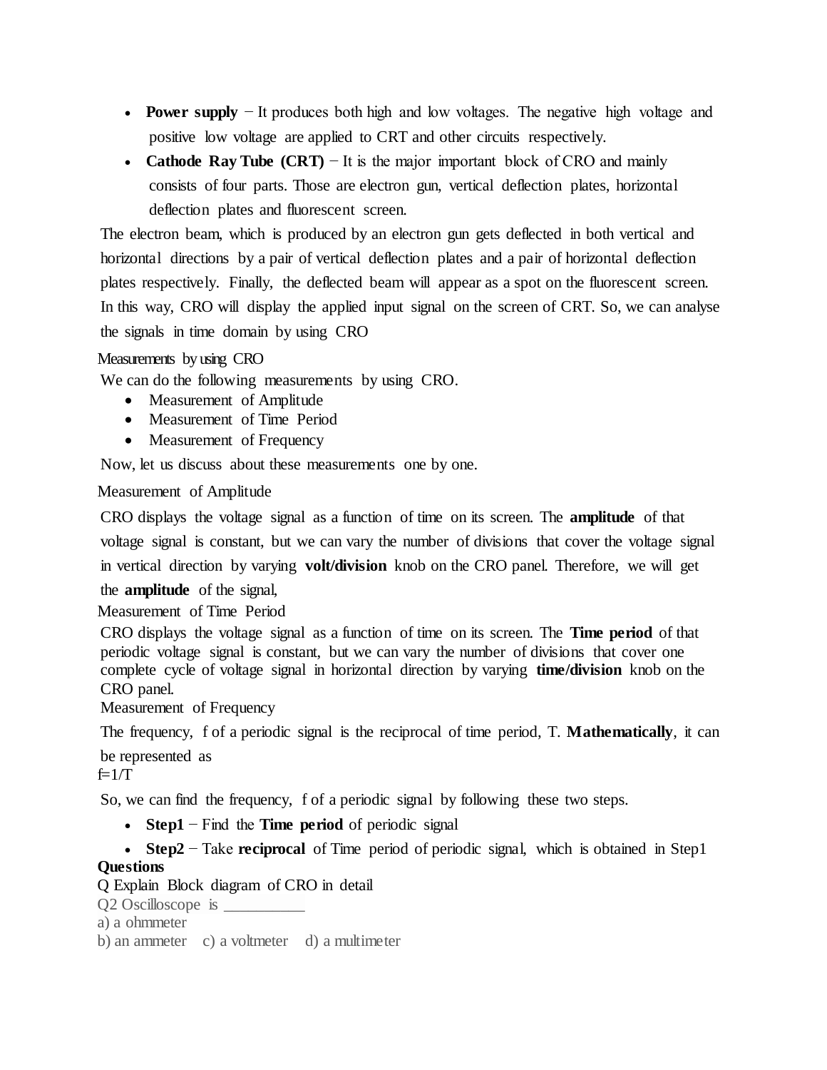- **Power supply** − It produces both high and low voltages. The negative high voltage and positive low voltage are applied to CRT and other circuits respectively.
- **Cathode Ray Tube (CRT)** − It is the major important block of CRO and mainly consists of four parts. Those are electron gun, vertical deflection plates, horizontal deflection plates and fluorescent screen.

The electron beam, which is produced by an electron gun gets deflected in both vertical and horizontal directions by a pair of vertical deflection plates and a pair of horizontal deflection plates respectively. Finally, the deflected beam will appear as a spot on the fluorescent screen. In this way, CRO will display the applied input signal on the screen of CRT. So, we can analyse the signals in time domain by using CRO

## Measurements by using CRO

We can do the following measurements by using CRO.

- Measurement of Amplitude
- Measurement of Time Period
- Measurement of Frequency

Now, let us discuss about these measurements one by one.

### Measurement of Amplitude

CRO displays the voltage signal as a function of time on its screen. The **amplitude** of that voltage signal is constant, but we can vary the number of divisions that cover the voltage signal in vertical direction by varying **volt/division** knob on the CRO panel. Therefore, we will get the **amplitude** of the signal,

### Measurement of Time Period

CRO displays the voltage signal as a function of time on its screen. The **Time period** of that periodic voltage signal is constant, but we can vary the number of divisions that cover one complete cycle of voltage signal in horizontal direction by varying **time/division** knob on the CRO panel.

### Measurement of Frequency

The frequency, f of a periodic signal is the reciprocal of time period, T. **Mathematically**, it can be represented as

$$f=1/T$$

So, we can find the frequency, f of a periodic signal by following these two steps.

- **Step1** − Find the **Time period** of periodic signal
- **Step2** − Take **reciprocal** of Time period of periodic signal, which is obtained in Step1

**Questions**

Q Explain Block diagram of CRO in detail

Q2 Oscilloscope is __________

a) a ohmmeter

b) an ammeter c) a voltmeter d) a multimeter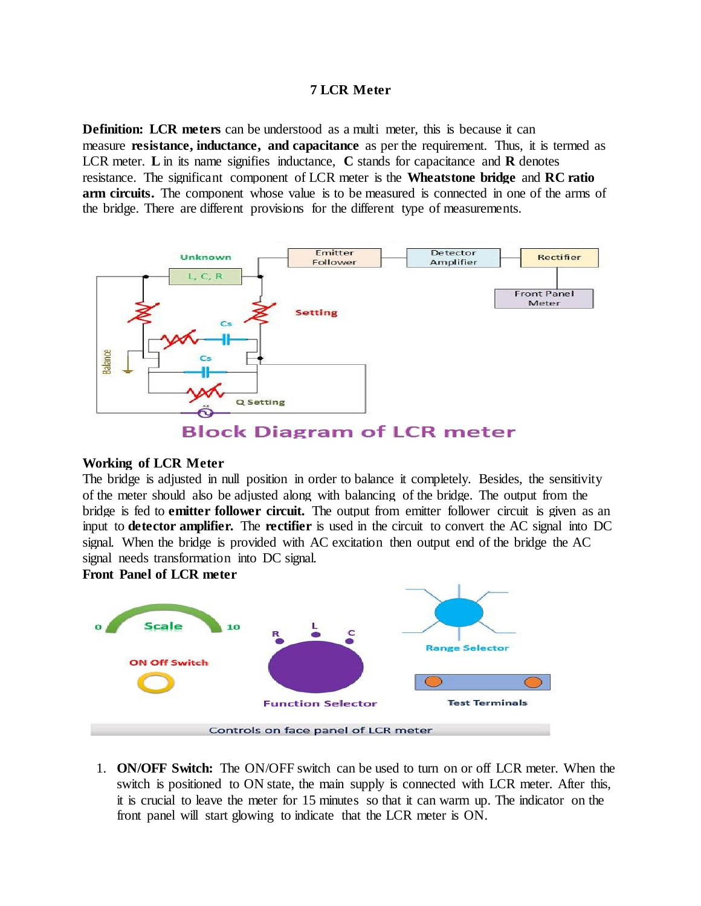## 7 LCR Meter

**Definition: LCR meters** can be understood as a multi meter, this is because it can measure **resistance, inductance, and capacitance** as per the requirement. Thus, it is termed as LCR meter. **L** in its name signifies inductance, **C** stands for capacitance and **R** denotes resistance. The significant component of LCR meter is the **Wheatstone bridge** and **RC ratio arm circuits.** The component whose value is to be measured is connected in one of the arms of the bridge. There are different provisions for the different type of measurements.

Block Diagram of LCR meter

**Working of LCR Meter**

The bridge is adjusted in null position in order to balance it completely. Besides, the sensitivity of the meter should also be adjusted along with balancing of the bridge. The output from the bridge is fed to **emitter follower circuit.** The output from emitter follower circuit is given as an input to **detector amplifier.** The **rectifier** is used in the circuit to convert the AC signal into DC signal. When the bridge is provided with AC excitation then output end of the bridge the AC signal needs transformation into DC signal.

**Front Panel of LCR meter**

Controls on face panel of LCR meter

1. **ON/OFF Switch:** The ON/OFF switch can be used to turn on or off LCR meter. When the switch is positioned to ON state, the main supply is connected with LCR meter. After this, it is crucial to leave the meter for 15 minutes so that it can warm up. The indicator on the front panel will start glowing to indicate that the LCR meter is ON.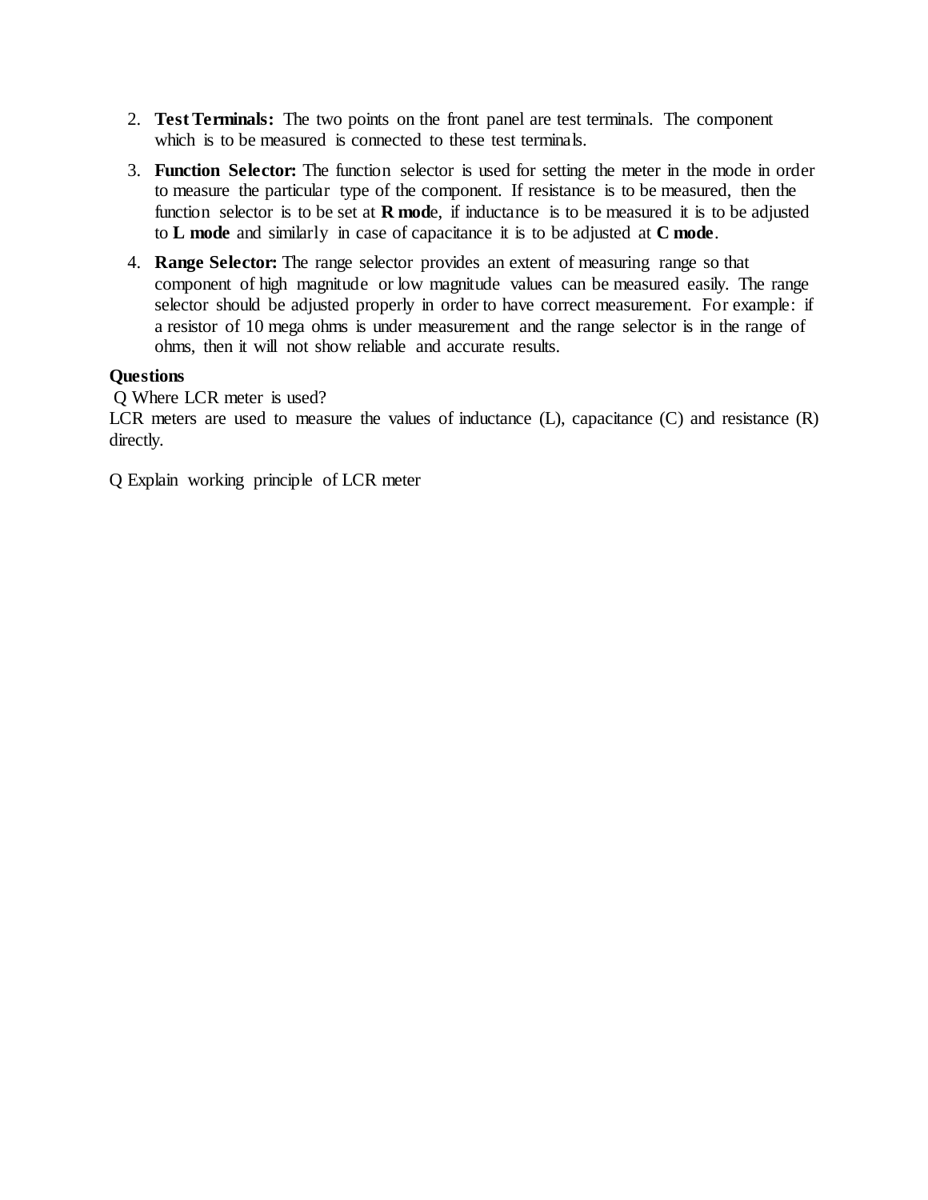2. **Test Terminals:** The two points on the front panel are test terminals. The component which is to be measured is connected to these test terminals.
3. **Function Selector:** The function selector is used for setting the meter in the mode in order to measure the particular type of the component. If resistance is to be measured, then the function selector is to be set at **R mod**e, if inductance is to be measured it is to be adjusted to **L mode** and similarly in case of capacitance it is to be adjusted at **C mode**.
4. **Range Selector:** The range selector provides an extent of measuring range so that component of high magnitude or low magnitude values can be measured easily. The range selector should be adjusted properly in order to have correct measurement. For example: if a resistor of 10 mega ohms is under measurement and the range selector is in the range of ohms, then it will not show reliable and accurate results.

**Questions**

Q Where LCR meter is used?

LCR meters are used to measure the values of inductance (L), capacitance (C) and resistance (R) directly.

Q Explain working principle of LCR meter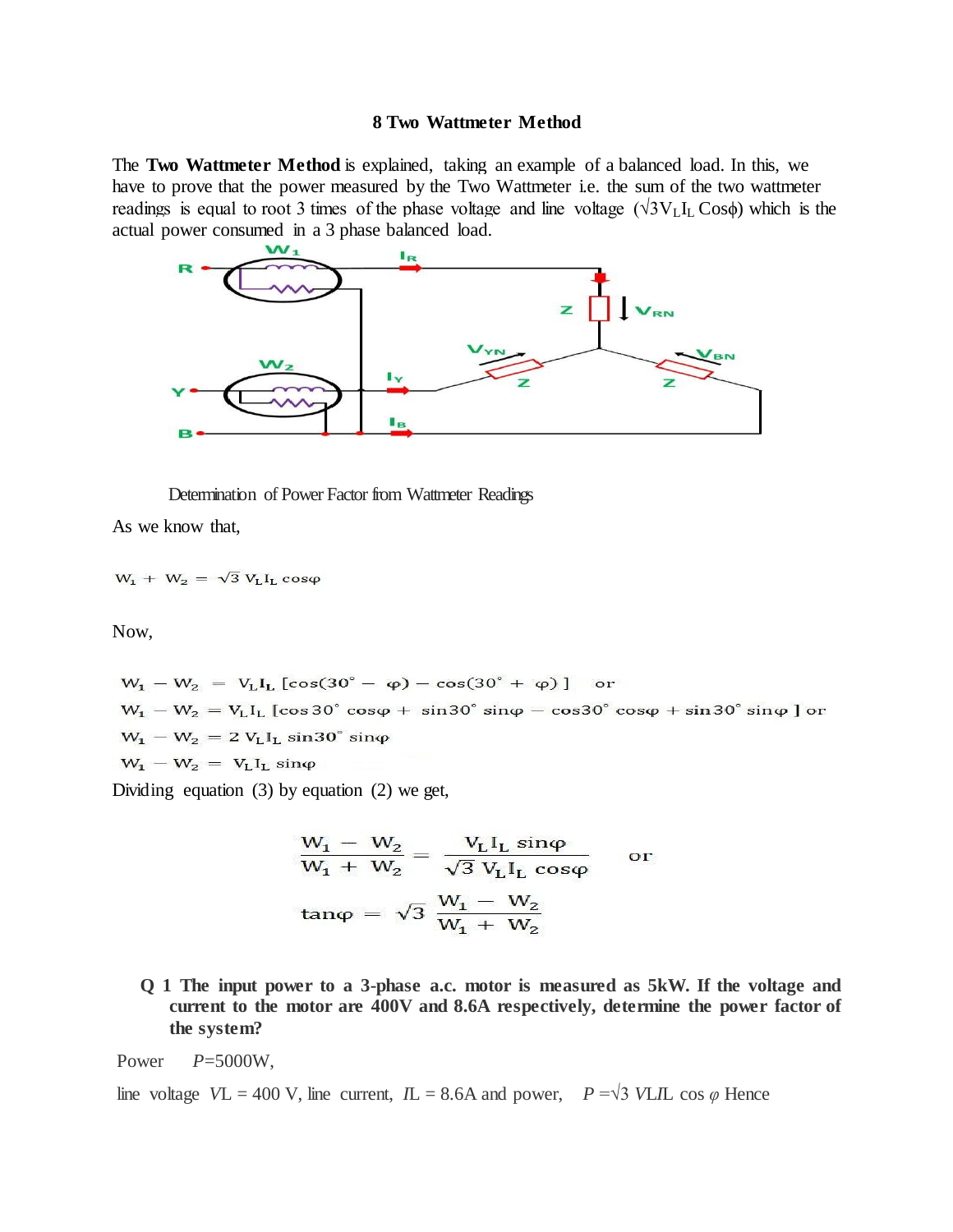## 8 Two Wattmeter Method

The **Two Wattmeter Method** is explained, taking an example of a balanced load. In this, we have to prove that the power measured by the Two Wattmeter i.e. the sum of the two wattmeter readings is equal to root 3 times of the phase voltage and line voltage ($\sqrt{3}V_L I_L \cos\phi$) which is the actual power consumed in a 3 phase balanced load.

Determination of Power Factor from Wattmeter Readings

As we know that,

$$W_1 + W_2 = \sqrt{3}\, V_L I_L \cos\varphi$$

Now,

$$W_1 - W_2 = V_L I_L \left[\cos(30^\circ - \varphi) - \cos(30^\circ + \varphi)\right] \quad \text{or}$$

$$W_1 - W_2 = V_L I_L \left[\cos 30^\circ \cos\varphi + \sin 30^\circ \sin\varphi - \cos 30^\circ \cos\varphi + \sin 30^\circ \sin\varphi\right] \text{ or}$$

$$W_1 - W_2 = 2\, V_L I_L \sin 30^\circ \sin\varphi$$

$$W_1 - W_2 = V_L I_L \sin\varphi$$

Dividing equation (3) by equation (2) we get,

$$\frac{W_1 - W_2}{W_1 + W_2} = \frac{V_L I_L \sin\varphi}{\sqrt{3}\, V_L I_L \cos\varphi} \quad \text{or}$$

$$\tan\varphi = \sqrt{3}\, \frac{W_1 - W_2}{W_1 + W_2}$$

**Q 1 The input power to a 3-phase a.c. motor is measured as 5kW. If the voltage and current to the motor are 400V and 8.6A respectively, determine the power factor of the system?**

Power $P = 5000\text{W}$,

line voltage $V_L = 400$ V, line current, $I_L = 8.6$A and power, $P = \sqrt{3}\, V_L I_L \cos\varphi$ Hence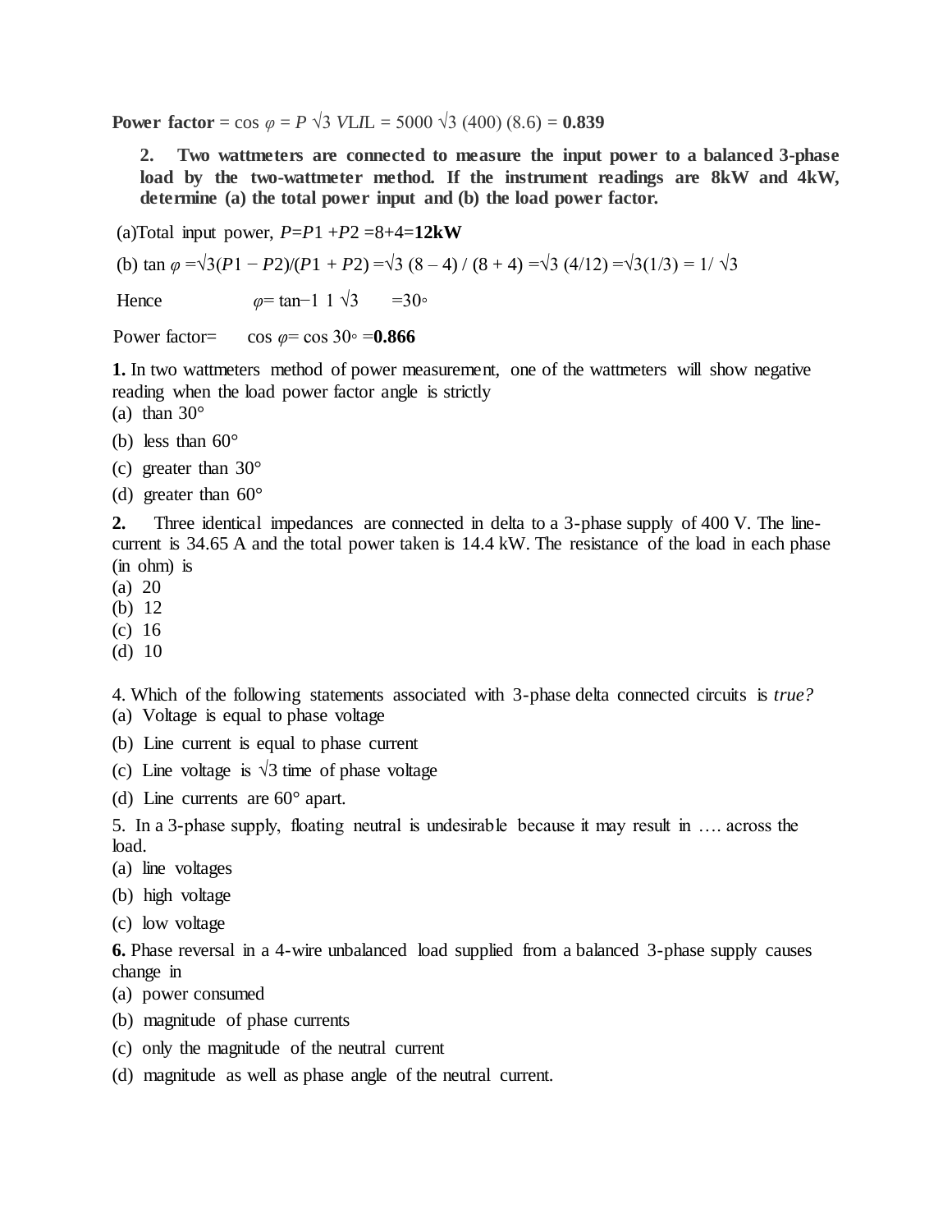**Power factor** = $\cos \varphi = P \sqrt{3}\, V_L I_L = 5000 \sqrt{3}\ (400)\ (8.6)$ = **0.839**

> **2. Two wattmeters are connected to measure the input power to a balanced 3-phase load by the two-wattmeter method. If the instrument readings are 8kW and 4kW, determine (a) the total power input and (b) the load power factor.**

(a)Total input power, $P=P1 + P2 = 8+4=$**12kW**

(b) $\tan \varphi = \sqrt{3}(P1 - P2)/(P1 + P2) = \sqrt{3}\ (8 - 4) / (8 + 4) = \sqrt{3}\ (4/12) = \sqrt{3}(1/3) = 1/ \sqrt{3}$

Hence $\varphi = \tan^{-1} 1\ \sqrt{3} = 30^\circ$

Power factor= $\cos \varphi = \cos 30^\circ =$ **0.866**

**1.** In two wattmeters method of power measurement, one of the wattmeters will show negative reading when the load power factor angle is strictly

(a) than 30°

(b) less than 60°

(c) greater than 30°

(d) greater than 60°

**2.** Three identical impedances are connected in delta to a 3-phase supply of 400 V. The line-current is 34.65 A and the total power taken is 14.4 kW. The resistance of the load in each phase (in ohm) is

(a) 20
(b) 12
(c) 16
(d) 10

4. Which of the following statements associated with 3-phase delta connected circuits is *true?*

(a) Voltage is equal to phase voltage

(b) Line current is equal to phase current

(c) Line voltage is √3 time of phase voltage

(d) Line currents are 60° apart.

5. In a 3-phase supply, floating neutral is undesirable because it may result in …. across the load.

(a) line voltages

(b) high voltage

(c) low voltage

**6.** Phase reversal in a 4-wire unbalanced load supplied from a balanced 3-phase supply causes change in

(a) power consumed

(b) magnitude of phase currents

(c) only the magnitude of the neutral current

(d) magnitude as well as phase angle of the neutral current.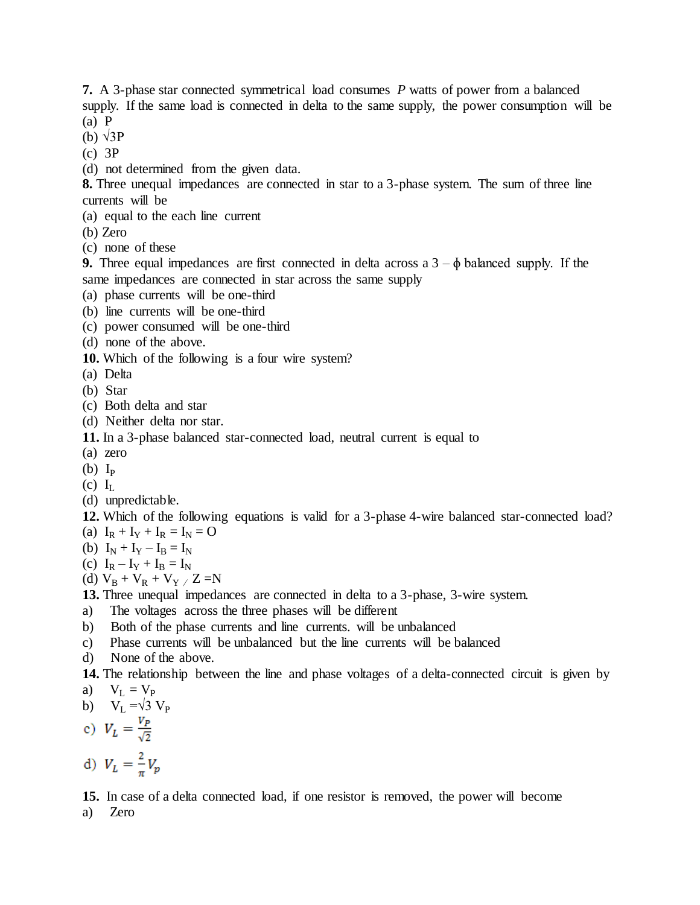**7.** A 3-phase star connected symmetrical load consumes *P* watts of power from a balanced supply. If the same load is connected in delta to the same supply, the power consumption will be
(a) P
(b) √3P
(c) 3P
(d) not determined from the given data.

**8.** Three unequal impedances are connected in star to a 3-phase system. The sum of three line currents will be
(a) equal to the each line current
(b) Zero
(c) none of these

**9.** Three equal impedances are first connected in delta across a 3 – ϕ balanced supply. If the same impedances are connected in star across the same supply
(a) phase currents will be one-third
(b) line currents will be one-third
(c) power consumed will be one-third
(d) none of the above.

**10.** Which of the following is a four wire system?
(a) Delta
(b) Star
(c) Both delta and star
(d) Neither delta nor star.

**11.** In a 3-phase balanced star-connected load, neutral current is equal to
(a) zero
(b) $I_P$
(c) $I_L$
(d) unpredictable.

**12.** Which of the following equations is valid for a 3-phase 4-wire balanced star-connected load?
(a) $I_R + I_Y + I_R = I_N = O$
(b) $I_N + I_Y - I_B = I_N$
(c) $I_R - I_Y + I_B = I_N$
(d) $V_B + V_R + V_Y / Z = N$

**13.** Three unequal impedances are connected in delta to a 3-phase, 3-wire system.
a) The voltages across the three phases will be different
b) Both of the phase currents and line currents. will be unbalanced
c) Phase currents will be unbalanced but the line currents will be balanced
d) None of the above.

**14.** The relationship between the line and phase voltages of a delta-connected circuit is given by
a) $V_L = V_P$
b) $V_L = \sqrt{3}\, V_P$
c) $V_L = \frac{V_P}{\sqrt{2}}$
d) $V_L = \frac{2}{\pi} V_p$

**15.** In case of a delta connected load, if one resistor is removed, the power will become
a) Zero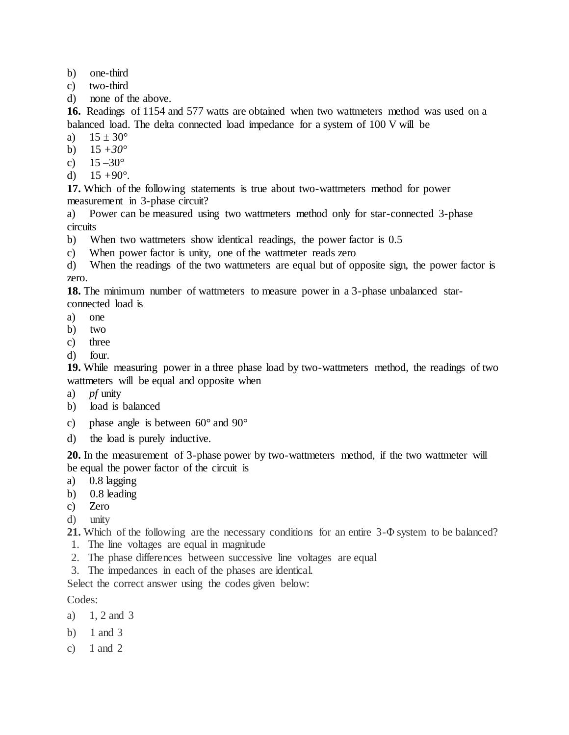b) one-third
c) two-third
d) none of the above.

**16.** Readings of 1154 and 577 watts are obtained when two wattmeters method was used on a balanced load. The delta connected load impedance for a system of 100 V will be

a) $15 \pm 30°$
b) $15 + 30°$
c) $15 - 30°$
d) $15 + 90°$.

**17.** Which of the following statements is true about two-wattmeters method for power measurement in 3-phase circuit?

a) Power can be measured using two wattmeters method only for star-connected 3-phase circuits
b) When two wattmeters show identical readings, the power factor is 0.5
c) When power factor is unity, one of the wattmeter reads zero
d) When the readings of the two wattmeters are equal but of opposite sign, the power factor is zero.

**18.** The minimum number of wattmeters to measure power in a 3-phase unbalanced star-connected load is

a) one
b) two
c) three
d) four.

**19.** While measuring power in a three phase load by two-wattmeters method, the readings of two wattmeters will be equal and opposite when

a) *pf* unity
b) load is balanced
c) phase angle is between 60° and 90°
d) the load is purely inductive.

**20.** In the measurement of 3-phase power by two-wattmeters method, if the two wattmeter will be equal the power factor of the circuit is

a) 0.8 lagging
b) 0.8 leading
c) Zero
d) unity

**21.** Which of the following are the necessary conditions for an entire 3-Φ system to be balanced?

1. The line voltages are equal in magnitude
2. The phase differences between successive line voltages are equal
3. The impedances in each of the phases are identical.

Select the correct answer using the codes given below:

Codes:

a) 1, 2 and 3
b) 1 and 3
c) 1 and 2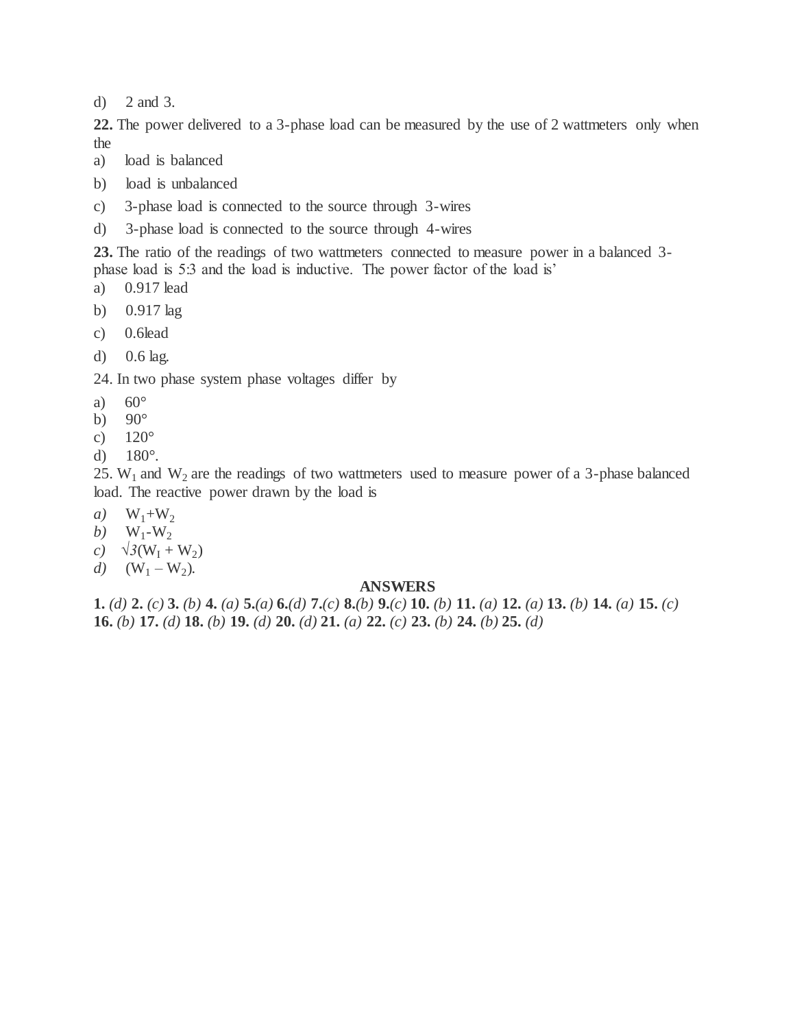d) 2 and 3.

**22.** The power delivered to a 3-phase load can be measured by the use of 2 wattmeters only when the

a) load is balanced

b) load is unbalanced

c) 3-phase load is connected to the source through 3-wires

d) 3-phase load is connected to the source through 4-wires

**23.** The ratio of the readings of two wattmeters connected to measure power in a balanced 3-phase load is 5:3 and the load is inductive. The power factor of the load is'

a) 0.917 lead

b) 0.917 lag

c) 0.6lead

d) 0.6 lag.

24. In two phase system phase voltages differ by

a) 60°
b) 90°
c) 120°
d) 180°.

25. $W_1$ and $W_2$ are the readings of two wattmeters used to measure power of a 3-phase balanced load. The reactive power drawn by the load is

*a)* $W_1+W_2$
*b)* $W_1-W_2$
*c)* $\sqrt{3}(W_1 + W_2)$
*d)* $(W_1 - W_2)$.

**ANSWERS**

**1.** *(d)* **2.** *(c)* **3.** *(b)* **4.** *(a)* **5.***(a)* **6.***(d)* **7.***(c)* **8.***(b)* **9.***(c)* **10.** *(b)* **11.** *(a)* **12.** *(a)* **13.** *(b)* **14.** *(a)* **15.** *(c)* **16.** *(b)* **17.** *(d)* **18.** *(b)* **19.** *(d)* **20.** *(d)* **21.** *(a)* **22.** *(c)* **23.** *(b)* **24.** *(b)* **25.** *(d)*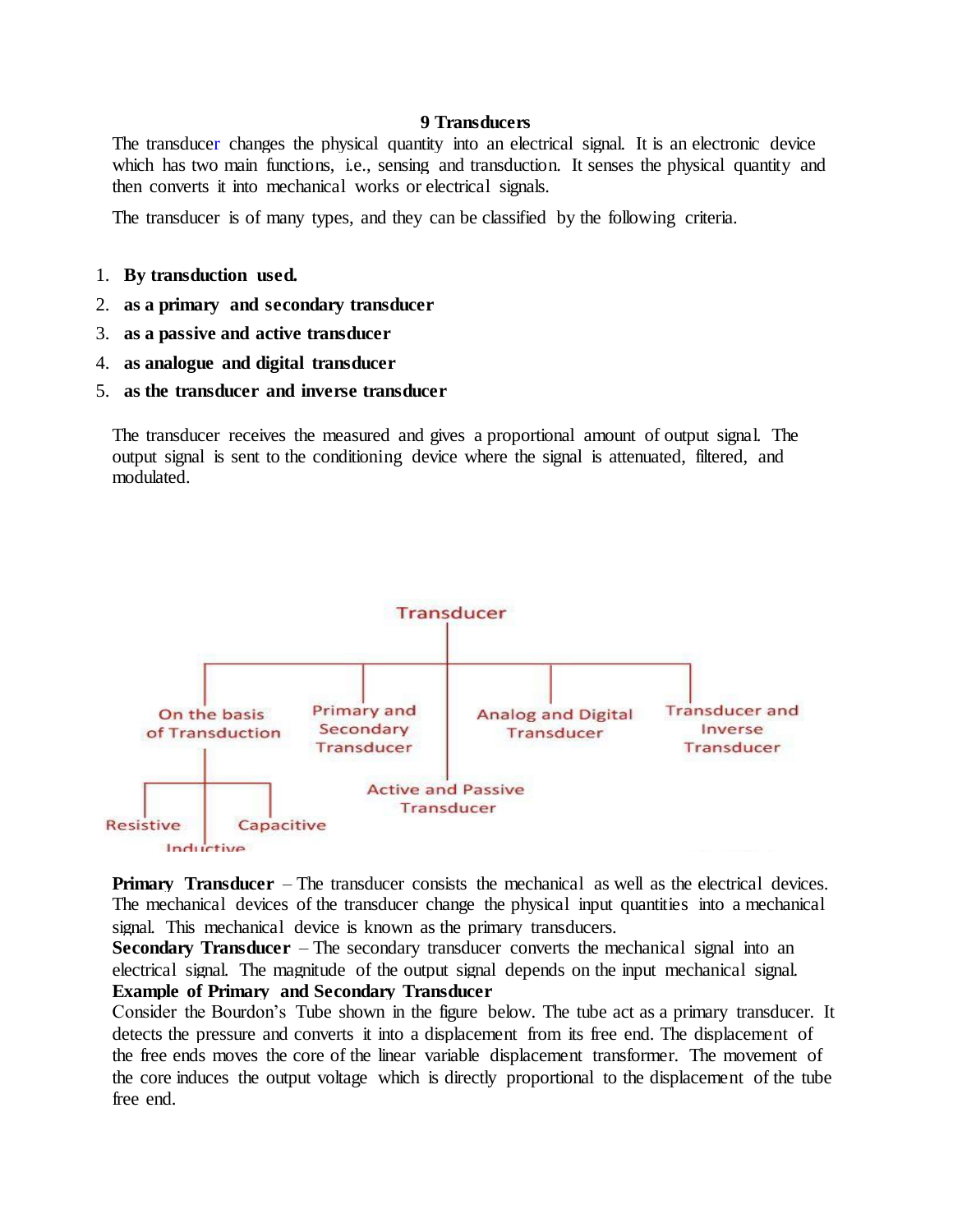# 9 Transducers

The transducer changes the physical quantity into an electrical signal. It is an electronic device which has two main functions, i.e., sensing and transduction. It senses the physical quantity and then converts it into mechanical works or electrical signals.

The transducer is of many types, and they can be classified by the following criteria.

1. **By transduction used.**
2. **as a primary and secondary transducer**
3. **as a passive and active transducer**
4. **as analogue and digital transducer**
5. **as the transducer and inverse transducer**

The transducer receives the measured and gives a proportional amount of output signal. The output signal is sent to the conditioning device where the signal is attenuated, filtered, and modulated.

Transducer
- On the basis of Transduction
  - Resistive
  - Inductive
  - Capacitive
- Primary and Secondary Transducer
- Active and Passive Transducer
- Analog and Digital Transducer
- Transducer and Inverse Transducer

**Primary Transducer** – The transducer consists the mechanical as well as the electrical devices. The mechanical devices of the transducer change the physical input quantities into a mechanical signal. This mechanical device is known as the primary transducers.

**Secondary Transducer** – The secondary transducer converts the mechanical signal into an electrical signal. The magnitude of the output signal depends on the input mechanical signal.

**Example of Primary and Secondary Transducer**

Consider the Bourdon's Tube shown in the figure below. The tube act as a primary transducer. It detects the pressure and converts it into a displacement from its free end. The displacement of the free ends moves the core of the linear variable displacement transformer. The movement of the core induces the output voltage which is directly proportional to the displacement of the tube free end.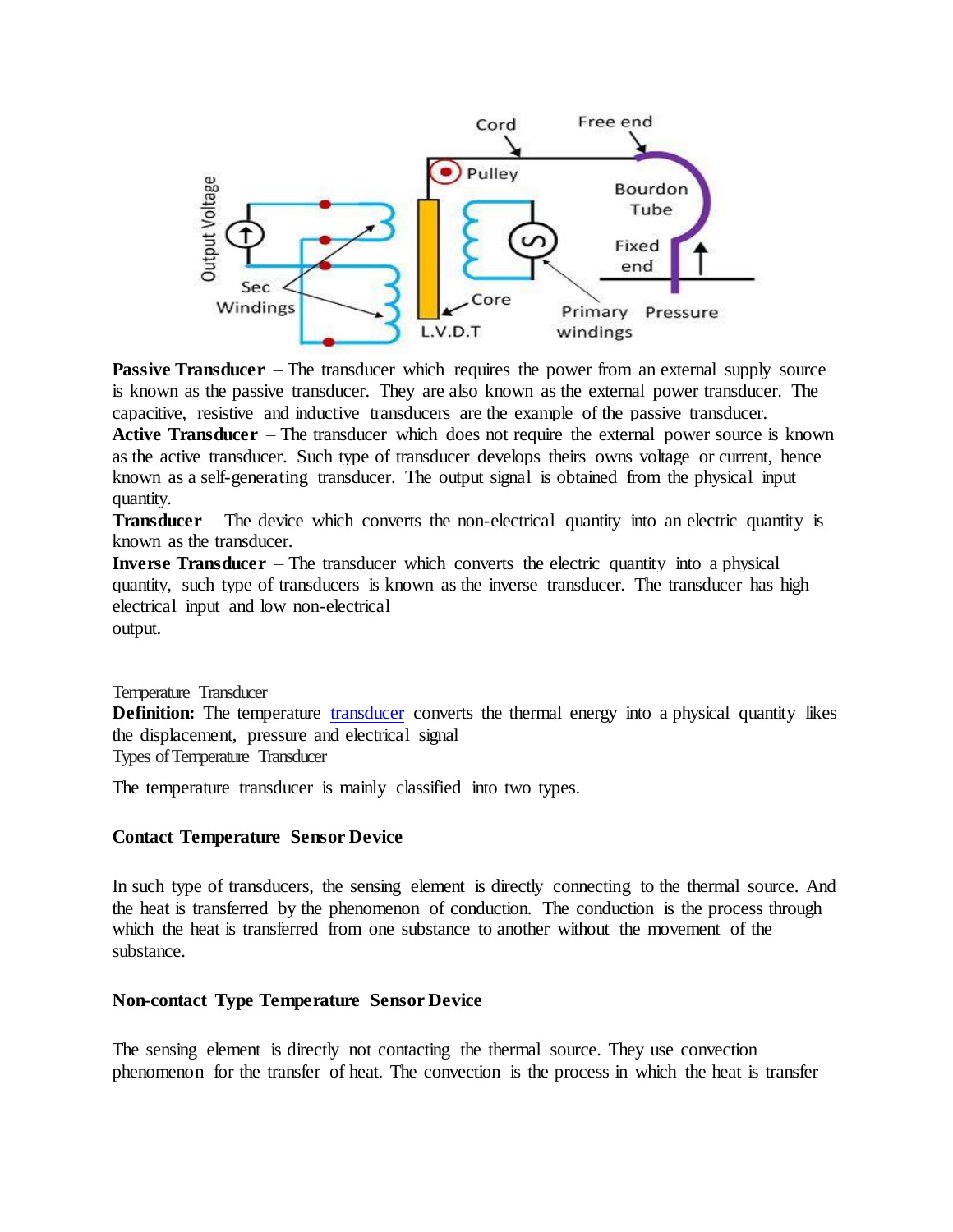**Passive Transducer** – The transducer which requires the power from an external supply source is known as the passive transducer. They are also known as the external power transducer. The capacitive, resistive and inductive transducers are the example of the passive transducer.
**Active Transducer** – The transducer which does not require the external power source is known as the active transducer. Such type of transducer develops theirs owns voltage or current, hence known as a self-generating transducer. The output signal is obtained from the physical input quantity.
**Transducer** – The device which converts the non-electrical quantity into an electric quantity is known as the transducer.
**Inverse Transducer** – The transducer which converts the electric quantity into a physical quantity, such type of transducers is known as the inverse transducer. The transducer has high electrical input and low non-electrical output.

Temperature Transducer

**Definition:** The temperature transducer converts the thermal energy into a physical quantity likes the displacement, pressure and electrical signal

Types of Temperature Transducer

The temperature transducer is mainly classified into two types.

**Contact Temperature Sensor Device**

In such type of transducers, the sensing element is directly connecting to the thermal source. And the heat is transferred by the phenomenon of conduction. The conduction is the process through which the heat is transferred from one substance to another without the movement of the substance.

**Non-contact Type Temperature Sensor Device**

The sensing element is directly not contacting the thermal source. They use convection phenomenon for the transfer of heat. The convection is the process in which the heat is transfer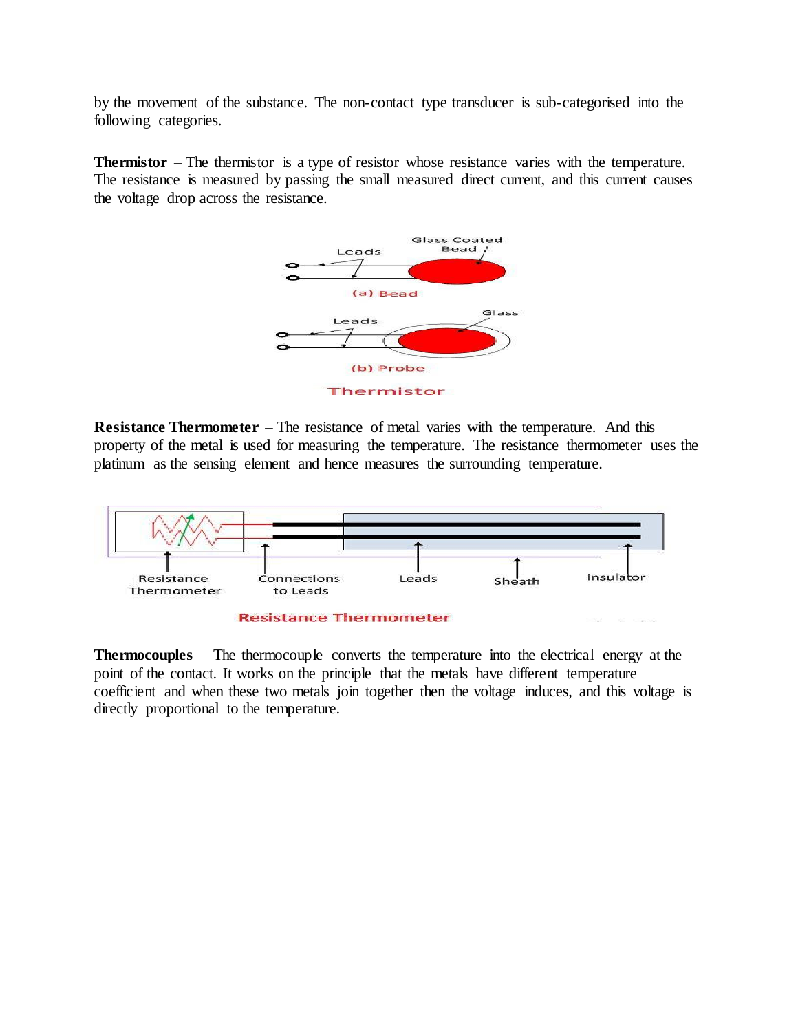by the movement of the substance. The non-contact type transducer is sub-categorised into the following categories.

**Thermistor** – The thermistor is a type of resistor whose resistance varies with the temperature. The resistance is measured by passing the small measured direct current, and this current causes the voltage drop across the resistance.

Leads

Glass Coated Bead

(a) Bead

Leads

Glass

(b) Probe

Thermistor

**Resistance Thermometer** – The resistance of metal varies with the temperature. And this property of the metal is used for measuring the temperature. The resistance thermometer uses the platinum as the sensing element and hence measures the surrounding temperature.

Resistance Thermometer

Connections to Leads

Leads

Sheath

Insulator

Resistance Thermometer

**Thermocouples** – The thermocouple converts the temperature into the electrical energy at the point of the contact. It works on the principle that the metals have different temperature coefficient and when these two metals join together then the voltage induces, and this voltage is directly proportional to the temperature.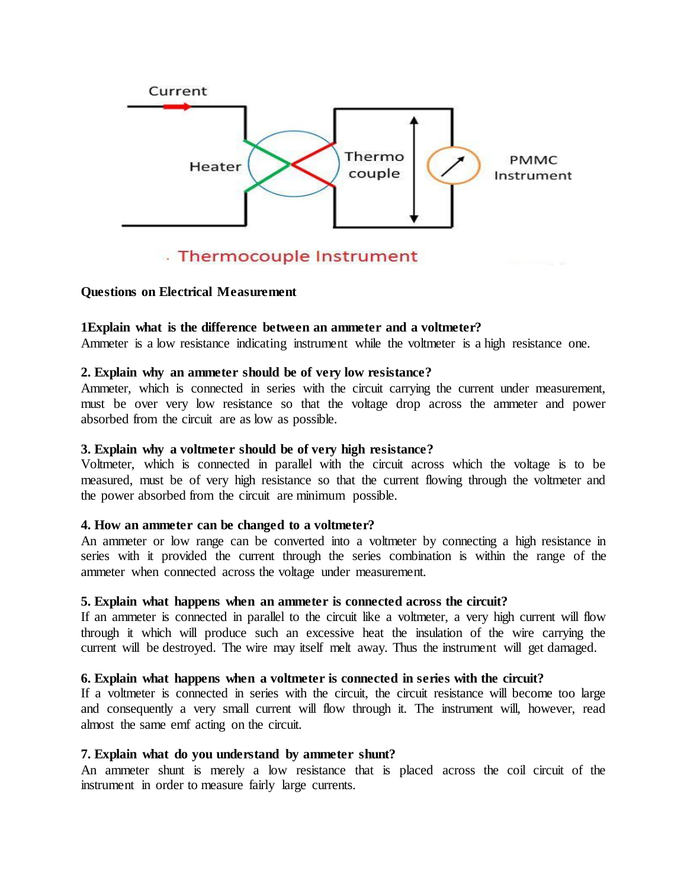Current

Heater

Thermo couple

PMMC Instrument

. Thermocouple Instrument

**Questions on Electrical Measurement**

**1Explain what is the difference between an ammeter and a voltmeter?**
Ammeter is a low resistance indicating instrument while the voltmeter is a high resistance one.

**2. Explain why an ammeter should be of very low resistance?**
Ammeter, which is connected in series with the circuit carrying the current under measurement, must be over very low resistance so that the voltage drop across the ammeter and power absorbed from the circuit are as low as possible.

**3. Explain why a voltmeter should be of very high resistance?**
Voltmeter, which is connected in parallel with the circuit across which the voltage is to be measured, must be of very high resistance so that the current flowing through the voltmeter and the power absorbed from the circuit are minimum possible.

**4. How an ammeter can be changed to a voltmeter?**
An ammeter or low range can be converted into a voltmeter by connecting a high resistance in series with it provided the current through the series combination is within the range of the ammeter when connected across the voltage under measurement.

**5. Explain what happens when an ammeter is connected across the circuit?**
If an ammeter is connected in parallel to the circuit like a voltmeter, a very high current will flow through it which will produce such an excessive heat the insulation of the wire carrying the current will be destroyed. The wire may itself melt away. Thus the instrument will get damaged.

**6. Explain what happens when a voltmeter is connected in series with the circuit?**
If a voltmeter is connected in series with the circuit, the circuit resistance will become too large and consequently a very small current will flow through it. The instrument will, however, read almost the same emf acting on the circuit.

**7. Explain what do you understand by ammeter shunt?**
An ammeter shunt is merely a low resistance that is placed across the coil circuit of the instrument in order to measure fairly large currents.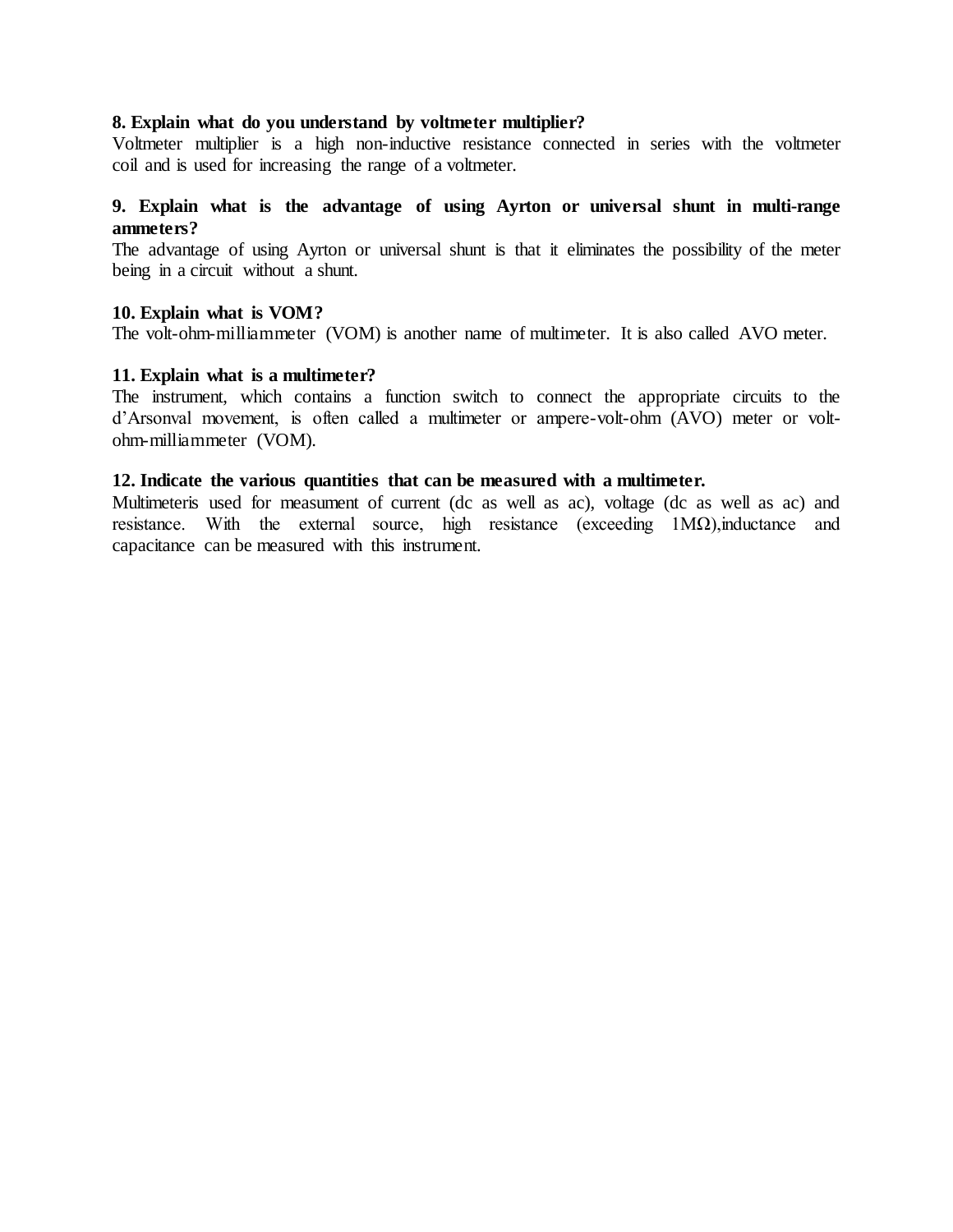**8. Explain what do you understand by voltmeter multiplier?**

Voltmeter multiplier is a high non-inductive resistance connected in series with the voltmeter coil and is used for increasing the range of a voltmeter.

**9. Explain what is the advantage of using Ayrton or universal shunt in multi-range ammeters?**

The advantage of using Ayrton or universal shunt is that it eliminates the possibility of the meter being in a circuit without a shunt.

**10. Explain what is VOM?**

The volt-ohm-milliammeter (VOM) is another name of multimeter. It is also called AVO meter.

**11. Explain what is a multimeter?**

The instrument, which contains a function switch to connect the appropriate circuits to the d'Arsonval movement, is often called a multimeter or ampere-volt-ohm (AVO) meter or volt-ohm-milliammeter (VOM).

**12. Indicate the various quantities that can be measured with a multimeter.**

Multimeteris used for measument of current (dc as well as ac), voltage (dc as well as ac) and resistance. With the external source, high resistance (exceeding $1M\Omega$),inductance and capacitance can be measured with this instrument.